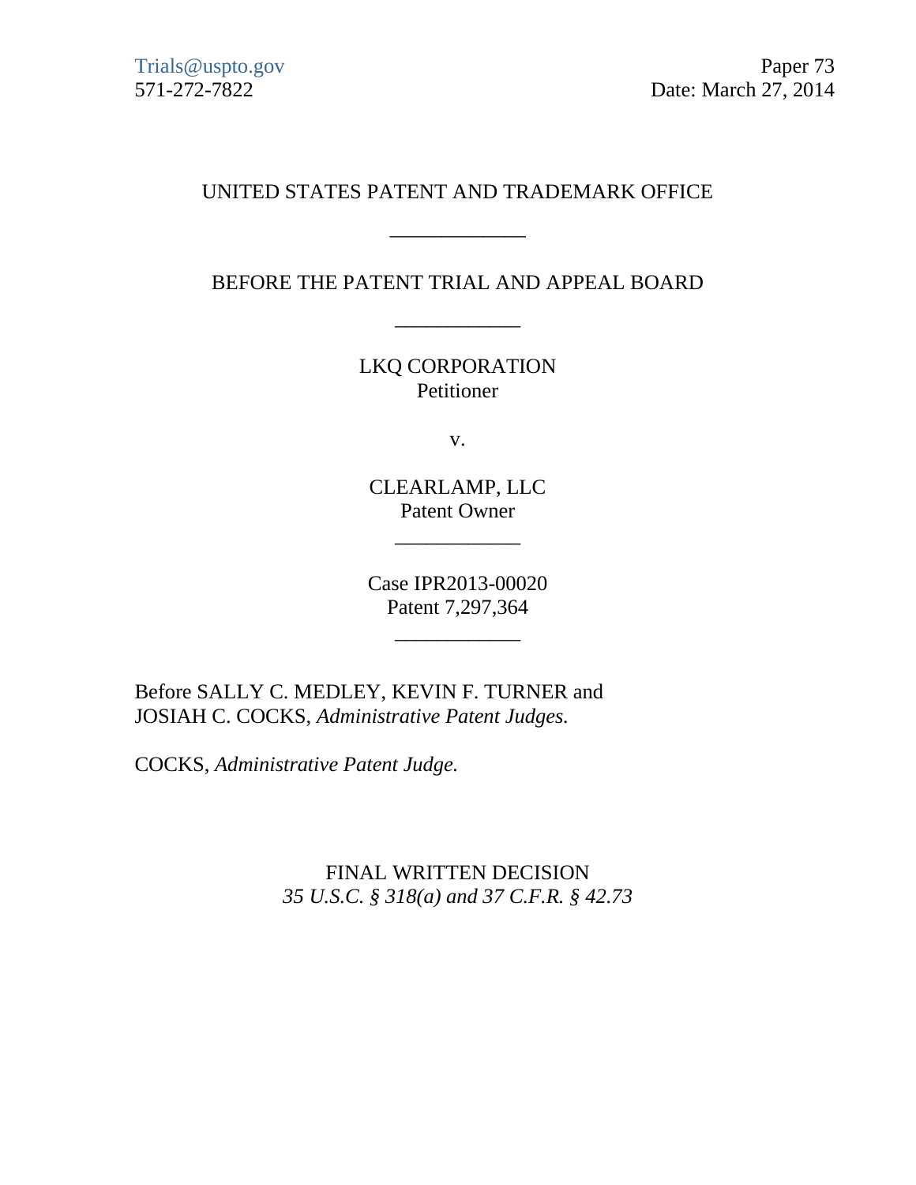Trials@uspto.gov
571-272-7822

Paper 73
Date: March 27, 2014

UNITED STATES PATENT AND TRADEMARK OFFICE

____________

BEFORE THE PATENT TRIAL AND APPEAL BOARD

____________

LKQ CORPORATION
Petitioner

v.

CLEARLAMP, LLC
Patent Owner

____________

Case IPR2013-00020
Patent 7,297,364

____________

Before SALLY C. MEDLEY, KEVIN F. TURNER and JOSIAH C. COCKS, *Administrative Patent Judges.*

COCKS, *Administrative Patent Judge.*

FINAL WRITTEN DECISION
*35 U.S.C. § 318(a) and 37 C.F.R. § 42.73*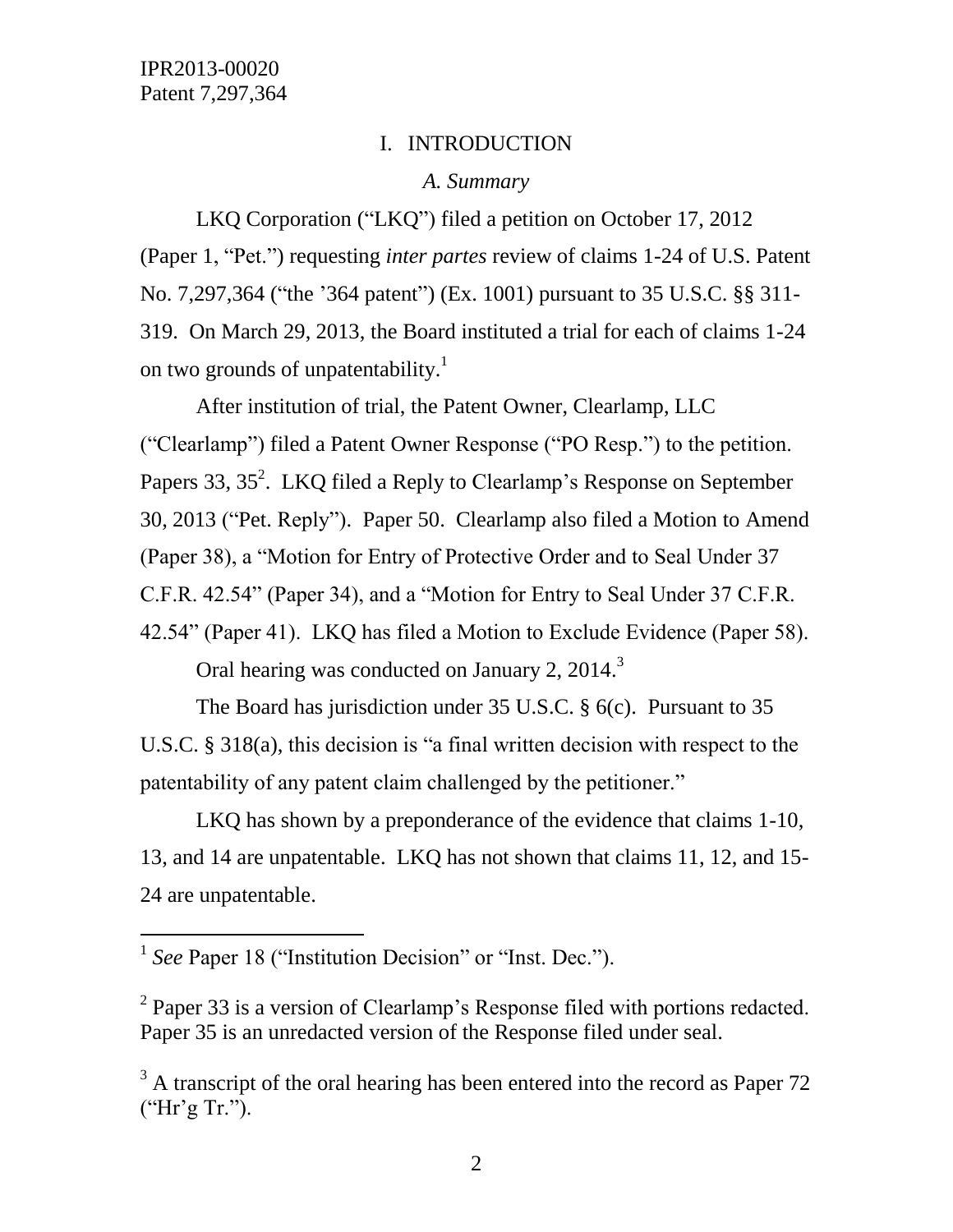# I. INTRODUCTION

## *A. Summary*

LKQ Corporation ("LKQ") filed a petition on October 17, 2012 (Paper 1, "Pet.") requesting *inter partes* review of claims 1-24 of U.S. Patent No. 7,297,364 ("the '364 patent") (Ex. 1001) pursuant to 35 U.S.C. §§ 311-319. On March 29, 2013, the Board instituted a trial for each of claims 1-24 on two grounds of unpatentability.[1]

After institution of trial, the Patent Owner, Clearlamp, LLC ("Clearlamp") filed a Patent Owner Response ("PO Resp.") to the petition. Papers 33, 35[2]. LKQ filed a Reply to Clearlamp's Response on September 30, 2013 ("Pet. Reply"). Paper 50. Clearlamp also filed a Motion to Amend (Paper 38), a "Motion for Entry of Protective Order and to Seal Under 37 C.F.R. 42.54" (Paper 34), and a "Motion for Entry to Seal Under 37 C.F.R. 42.54" (Paper 41). LKQ has filed a Motion to Exclude Evidence (Paper 58).

Oral hearing was conducted on January 2, 2014.[3]

The Board has jurisdiction under 35 U.S.C. § 6(c). Pursuant to 35 U.S.C. § 318(a), this decision is "a final written decision with respect to the patentability of any patent claim challenged by the petitioner."

LKQ has shown by a preponderance of the evidence that claims 1-10, 13, and 14 are unpatentable. LKQ has not shown that claims 11, 12, and 15-24 are unpatentable.

---

[1] *See* Paper 18 ("Institution Decision" or "Inst. Dec.").

[2] Paper 33 is a version of Clearlamp's Response filed with portions redacted. Paper 35 is an unredacted version of the Response filed under seal.

[3] A transcript of the oral hearing has been entered into the record as Paper 72 ("Hr'g Tr.").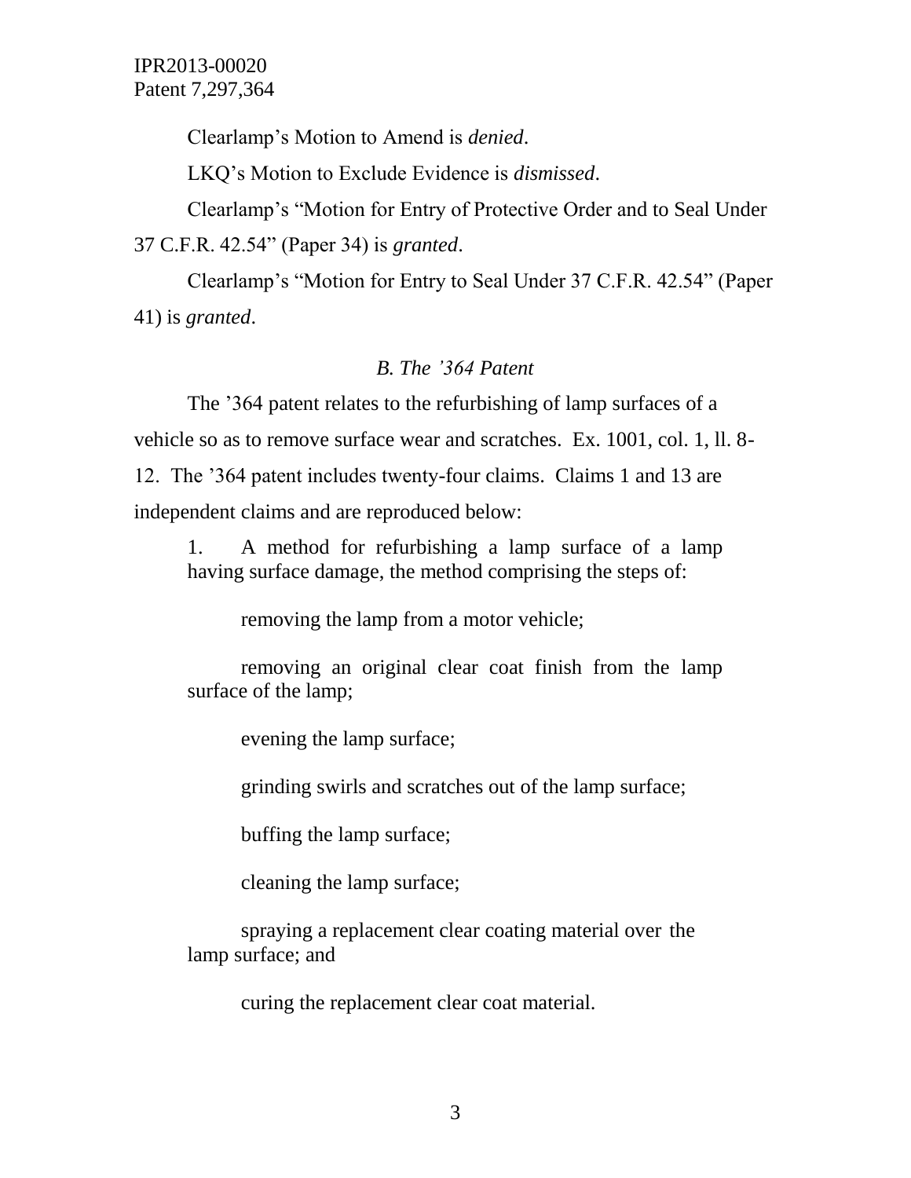Clearlamp's Motion to Amend is *denied*.

LKQ's Motion to Exclude Evidence is *dismissed*.

Clearlamp's "Motion for Entry of Protective Order and to Seal Under 37 C.F.R. 42.54" (Paper 34) is *granted*.

Clearlamp's "Motion for Entry to Seal Under 37 C.F.R. 42.54" (Paper 41) is *granted*.

### *B. The '364 Patent*

The '364 patent relates to the refurbishing of lamp surfaces of a vehicle so as to remove surface wear and scratches. Ex. 1001, col. 1, ll. 8-12. The '364 patent includes twenty-four claims. Claims 1 and 13 are independent claims and are reproduced below:

> 1. A method for refurbishing a lamp surface of a lamp having surface damage, the method comprising the steps of:
>
> removing the lamp from a motor vehicle;
>
> removing an original clear coat finish from the lamp surface of the lamp;
>
> evening the lamp surface;
>
> grinding swirls and scratches out of the lamp surface;
>
> buffing the lamp surface;
>
> cleaning the lamp surface;
>
> spraying a replacement clear coating material over the lamp surface; and
>
> curing the replacement clear coat material.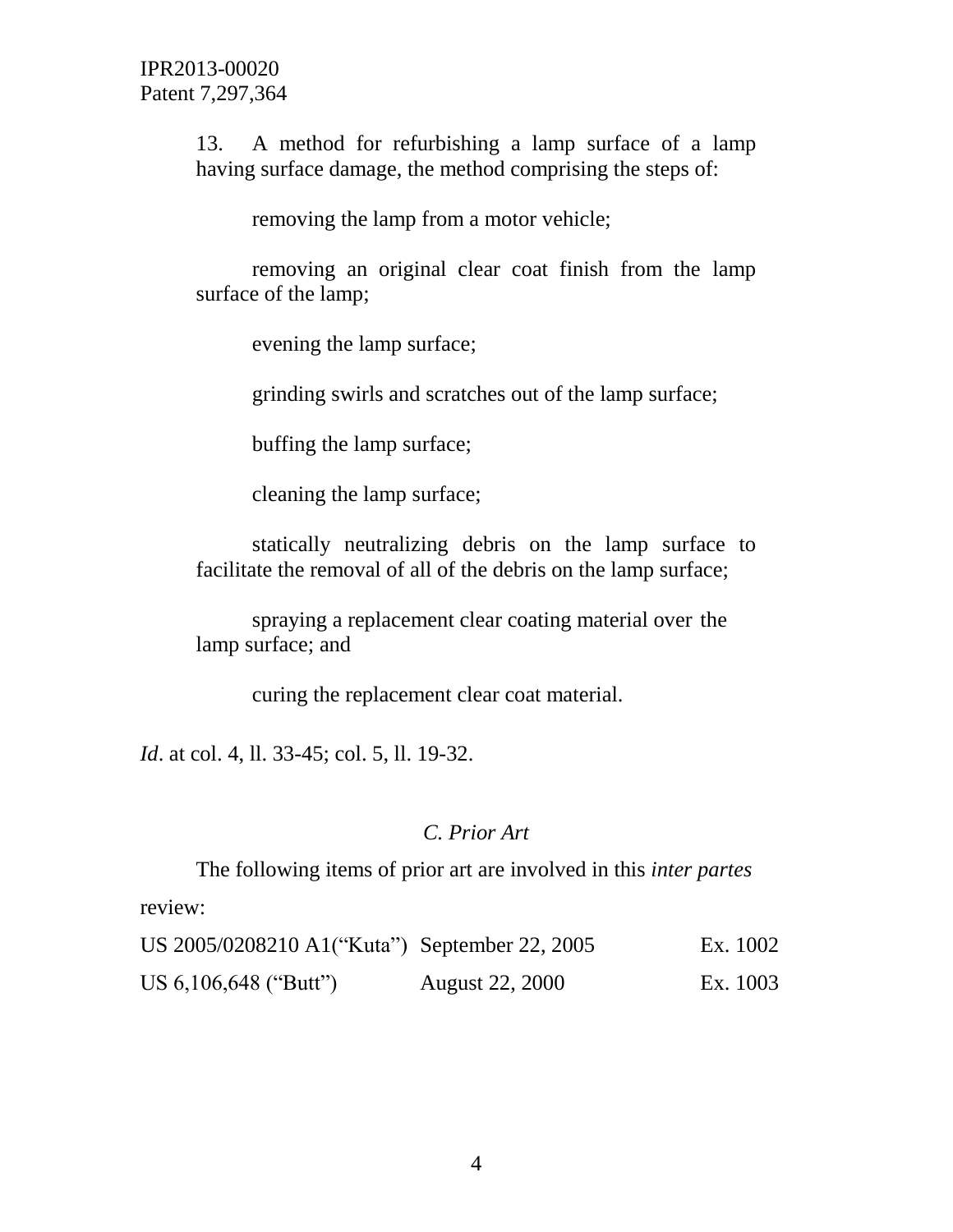> 13. A method for refurbishing a lamp surface of a lamp having surface damage, the method comprising the steps of:
>
> removing the lamp from a motor vehicle;
>
> removing an original clear coat finish from the lamp surface of the lamp;
>
> evening the lamp surface;
>
> grinding swirls and scratches out of the lamp surface;
>
> buffing the lamp surface;
>
> cleaning the lamp surface;
>
> statically neutralizing debris on the lamp surface to facilitate the removal of all of the debris on the lamp surface;
>
> spraying a replacement clear coating material over the lamp surface; and
>
> curing the replacement clear coat material.

*Id*. at col. 4, ll. 33-45; col. 5, ll. 19-32.

### *C. Prior Art*

The following items of prior art are involved in this *inter partes* review:

| | | |
|---|---|---|
| US 2005/0208210 A1("Kuta") | September 22, 2005 | Ex. 1002 |
| US 6,106,648 ("Butt") | August 22, 2000 | Ex. 1003 |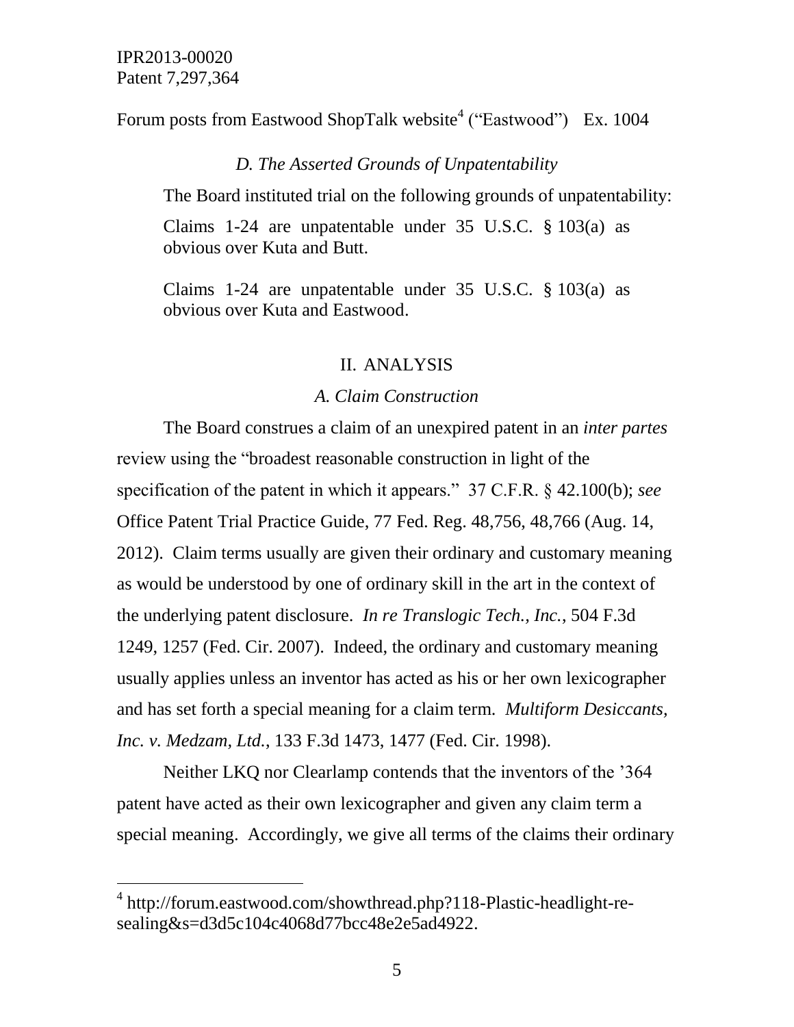Forum posts from Eastwood ShopTalk website[4] ("Eastwood") Ex. 1004

*D. The Asserted Grounds of Unpatentability*

The Board instituted trial on the following grounds of unpatentability:

> Claims 1-24 are unpatentable under 35 U.S.C. § 103(a) as obvious over Kuta and Butt.
>
> Claims 1-24 are unpatentable under 35 U.S.C. § 103(a) as obvious over Kuta and Eastwood.

## II. ANALYSIS

### *A. Claim Construction*

The Board construes a claim of an unexpired patent in an *inter partes* review using the "broadest reasonable construction in light of the specification of the patent in which it appears." 37 C.F.R. § 42.100(b); *see* Office Patent Trial Practice Guide, 77 Fed. Reg. 48,756, 48,766 (Aug. 14, 2012). Claim terms usually are given their ordinary and customary meaning as would be understood by one of ordinary skill in the art in the context of the underlying patent disclosure. *In re Translogic Tech., Inc.*, 504 F.3d 1249, 1257 (Fed. Cir. 2007). Indeed, the ordinary and customary meaning usually applies unless an inventor has acted as his or her own lexicographer and has set forth a special meaning for a claim term. *Multiform Desiccants, Inc. v. Medzam, Ltd.*, 133 F.3d 1473, 1477 (Fed. Cir. 1998).

Neither LKQ nor Clearlamp contends that the inventors of the '364 patent have acted as their own lexicographer and given any claim term a special meaning. Accordingly, we give all terms of the claims their ordinary

---

[4] http://forum.eastwood.com/showthread.php?118-Plastic-headlight-re-sealing&s=d3d5c104c4068d77bcc48e2e5ad4922.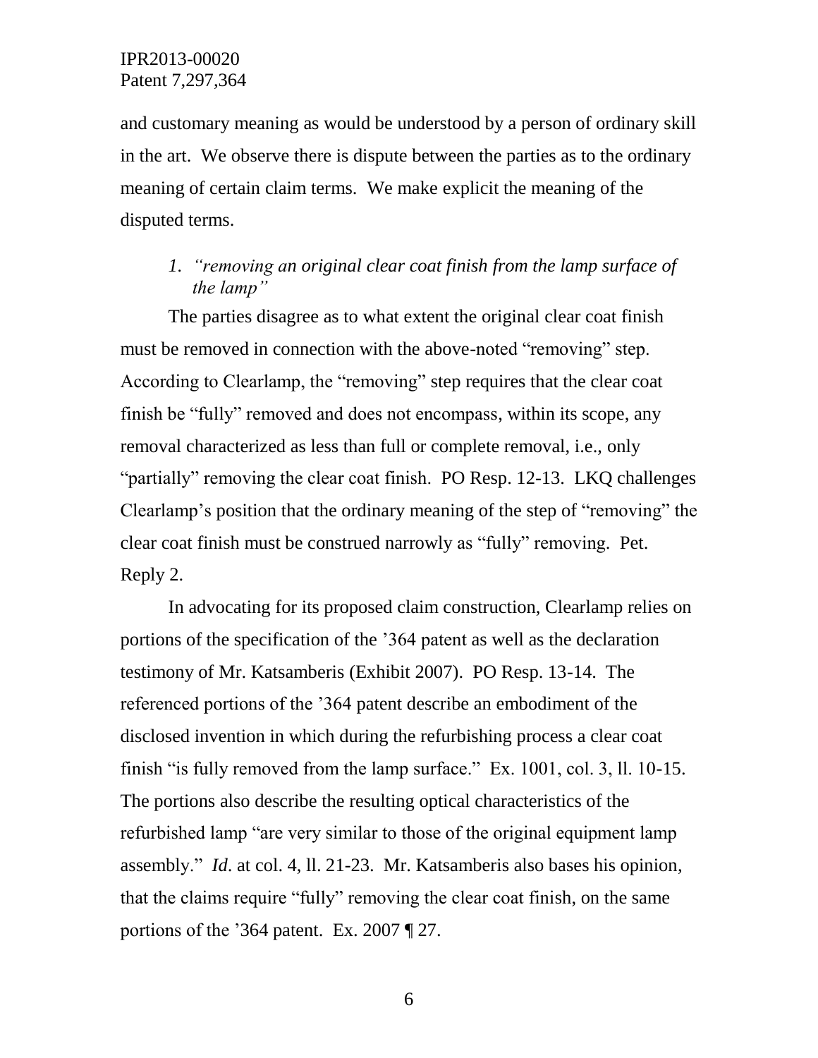and customary meaning as would be understood by a person of ordinary skill in the art. We observe there is dispute between the parties as to the ordinary meaning of certain claim terms. We make explicit the meaning of the disputed terms.

### 1. *"removing an original clear coat finish from the lamp surface of the lamp"*

The parties disagree as to what extent the original clear coat finish must be removed in connection with the above-noted "removing" step. According to Clearlamp, the "removing" step requires that the clear coat finish be "fully" removed and does not encompass, within its scope, any removal characterized as less than full or complete removal, i.e., only "partially" removing the clear coat finish. PO Resp. 12-13. LKQ challenges Clearlamp's position that the ordinary meaning of the step of "removing" the clear coat finish must be construed narrowly as "fully" removing. Pet. Reply 2.

In advocating for its proposed claim construction, Clearlamp relies on portions of the specification of the '364 patent as well as the declaration testimony of Mr. Katsamberis (Exhibit 2007). PO Resp. 13-14. The referenced portions of the '364 patent describe an embodiment of the disclosed invention in which during the refurbishing process a clear coat finish "is fully removed from the lamp surface." Ex. 1001, col. 3, ll. 10-15. The portions also describe the resulting optical characteristics of the refurbished lamp "are very similar to those of the original equipment lamp assembly." *Id*. at col. 4, ll. 21-23. Mr. Katsamberis also bases his opinion, that the claims require "fully" removing the clear coat finish, on the same portions of the '364 patent. Ex. 2007 ¶ 27.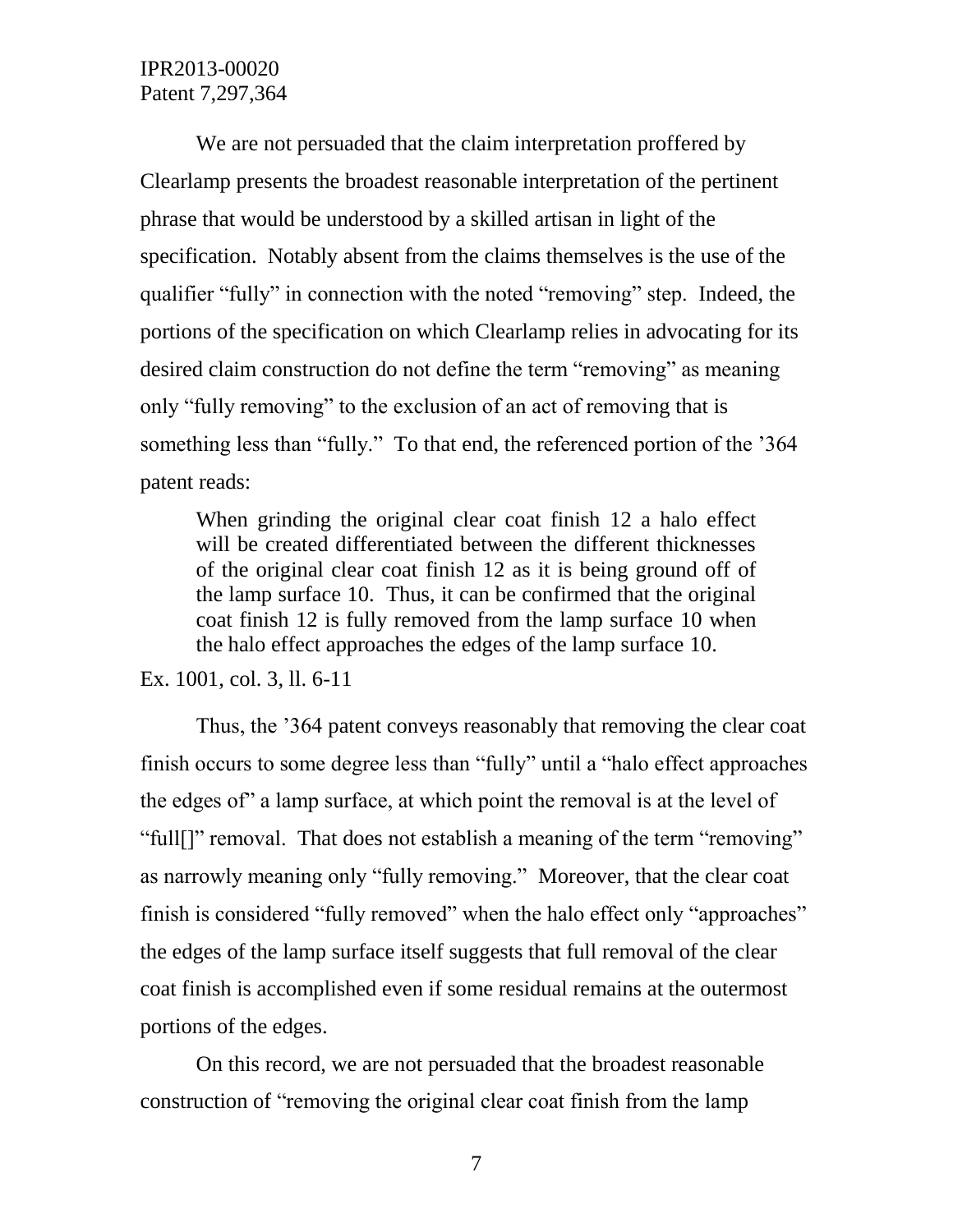We are not persuaded that the claim interpretation proffered by Clearlamp presents the broadest reasonable interpretation of the pertinent phrase that would be understood by a skilled artisan in light of the specification. Notably absent from the claims themselves is the use of the qualifier "fully" in connection with the noted "removing" step. Indeed, the portions of the specification on which Clearlamp relies in advocating for its desired claim construction do not define the term "removing" as meaning only "fully removing" to the exclusion of an act of removing that is something less than "fully." To that end, the referenced portion of the '364 patent reads:

> When grinding the original clear coat finish 12 a halo effect will be created differentiated between the different thicknesses of the original clear coat finish 12 as it is being ground off of the lamp surface 10. Thus, it can be confirmed that the original coat finish 12 is fully removed from the lamp surface 10 when the halo effect approaches the edges of the lamp surface 10.

Ex. 1001, col. 3, ll. 6-11

Thus, the '364 patent conveys reasonably that removing the clear coat finish occurs to some degree less than "fully" until a "halo effect approaches the edges of" a lamp surface, at which point the removal is at the level of "full[]" removal. That does not establish a meaning of the term "removing" as narrowly meaning only "fully removing." Moreover, that the clear coat finish is considered "fully removed" when the halo effect only "approaches" the edges of the lamp surface itself suggests that full removal of the clear coat finish is accomplished even if some residual remains at the outermost portions of the edges.

On this record, we are not persuaded that the broadest reasonable construction of "removing the original clear coat finish from the lamp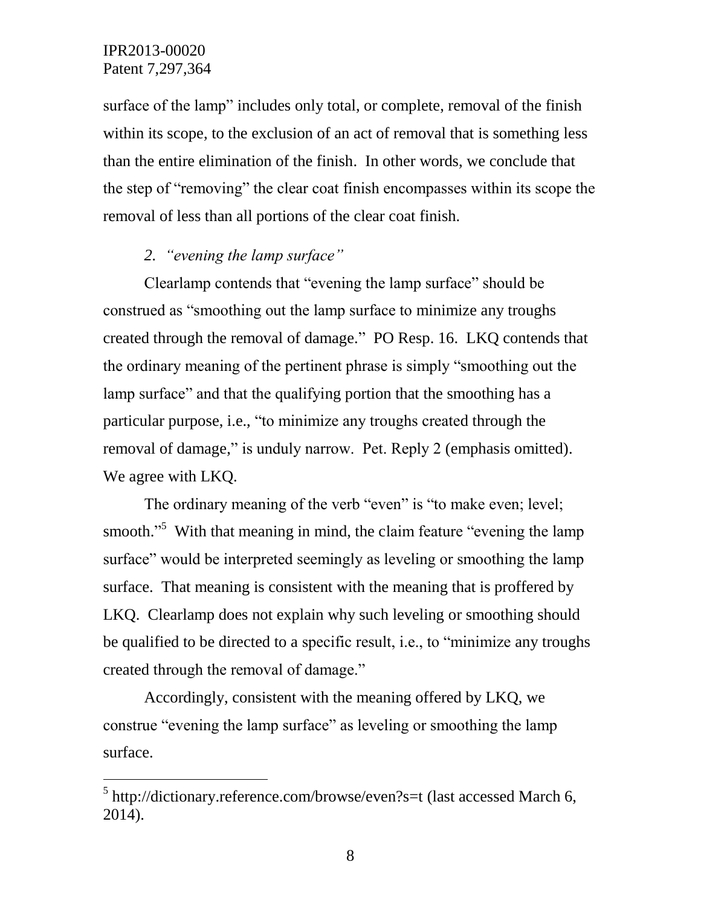surface of the lamp" includes only total, or complete, removal of the finish within its scope, to the exclusion of an act of removal that is something less than the entire elimination of the finish. In other words, we conclude that the step of "removing" the clear coat finish encompasses within its scope the removal of less than all portions of the clear coat finish.

*2. "evening the lamp surface"*

Clearlamp contends that "evening the lamp surface" should be construed as "smoothing out the lamp surface to minimize any troughs created through the removal of damage." PO Resp. 16. LKQ contends that the ordinary meaning of the pertinent phrase is simply "smoothing out the lamp surface" and that the qualifying portion that the smoothing has a particular purpose, i.e., "to minimize any troughs created through the removal of damage," is unduly narrow. Pet. Reply 2 (emphasis omitted). We agree with LKQ.

The ordinary meaning of the verb "even" is "to make even; level; smooth."[5] With that meaning in mind, the claim feature "evening the lamp surface" would be interpreted seemingly as leveling or smoothing the lamp surface. That meaning is consistent with the meaning that is proffered by LKQ. Clearlamp does not explain why such leveling or smoothing should be qualified to be directed to a specific result, i.e., to "minimize any troughs created through the removal of damage."

Accordingly, consistent with the meaning offered by LKQ, we construe "evening the lamp surface" as leveling or smoothing the lamp surface.

---

[5] http://dictionary.reference.com/browse/even?s=t (last accessed March 6, 2014).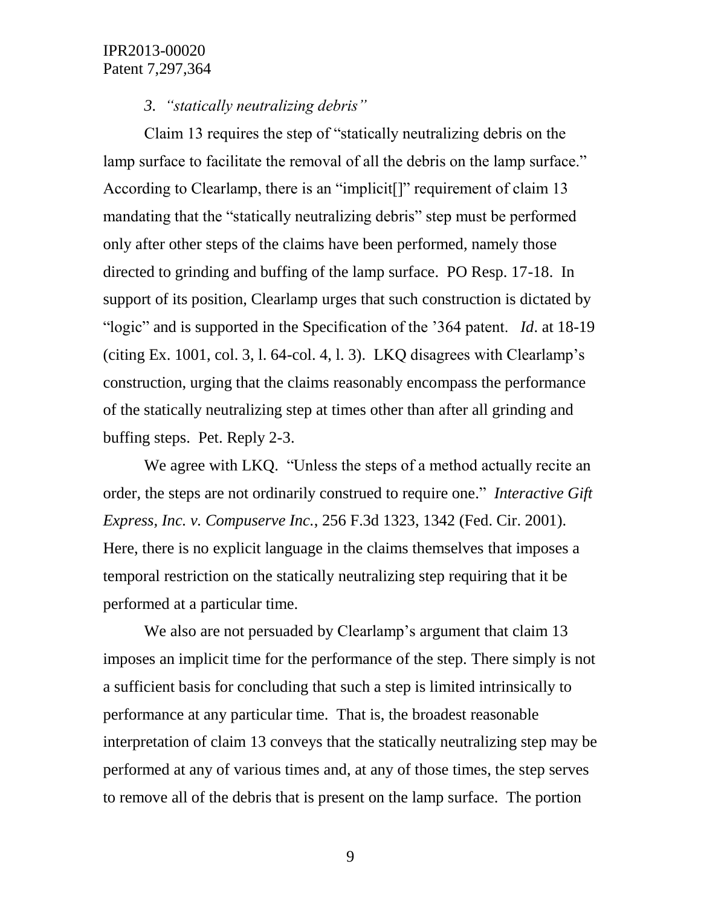### 3. *"statically neutralizing debris"*

Claim 13 requires the step of "statically neutralizing debris on the lamp surface to facilitate the removal of all the debris on the lamp surface." According to Clearlamp, there is an "implicit[]" requirement of claim 13 mandating that the "statically neutralizing debris" step must be performed only after other steps of the claims have been performed, namely those directed to grinding and buffing of the lamp surface. PO Resp. 17-18. In support of its position, Clearlamp urges that such construction is dictated by "logic" and is supported in the Specification of the '364 patent. *Id*. at 18-19 (citing Ex. 1001, col. 3, l. 64-col. 4, l. 3). LKQ disagrees with Clearlamp's construction, urging that the claims reasonably encompass the performance of the statically neutralizing step at times other than after all grinding and buffing steps. Pet. Reply 2-3.

We agree with LKQ. "Unless the steps of a method actually recite an order, the steps are not ordinarily construed to require one." *Interactive Gift Express, Inc. v. Compuserve Inc.*, 256 F.3d 1323, 1342 (Fed. Cir. 2001). Here, there is no explicit language in the claims themselves that imposes a temporal restriction on the statically neutralizing step requiring that it be performed at a particular time.

We also are not persuaded by Clearlamp's argument that claim 13 imposes an implicit time for the performance of the step. There simply is not a sufficient basis for concluding that such a step is limited intrinsically to performance at any particular time. That is, the broadest reasonable interpretation of claim 13 conveys that the statically neutralizing step may be performed at any of various times and, at any of those times, the step serves to remove all of the debris that is present on the lamp surface. The portion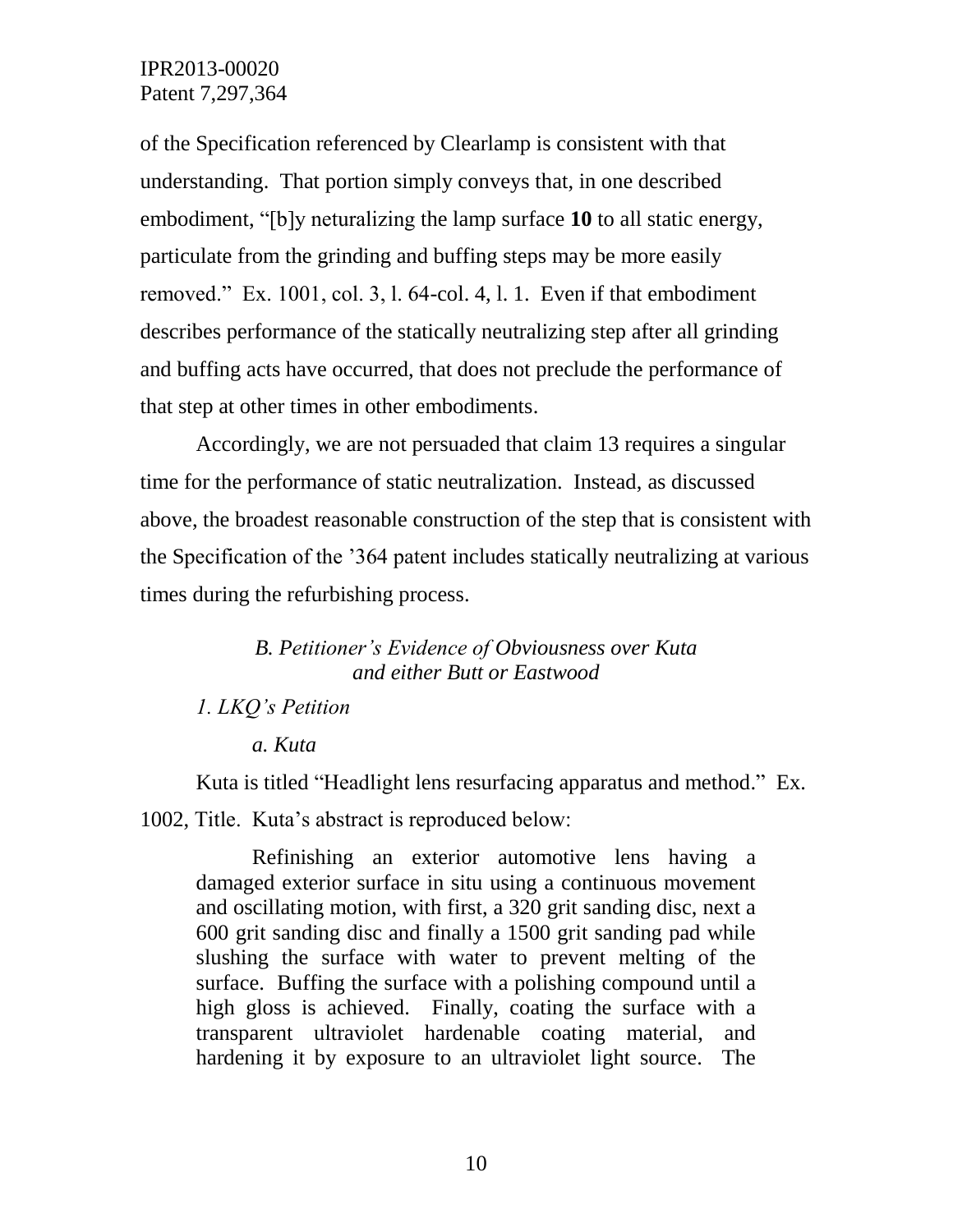of the Specification referenced by Clearlamp is consistent with that understanding. That portion simply conveys that, in one described embodiment, "[b]y neturalizing the lamp surface **10** to all static energy, particulate from the grinding and buffing steps may be more easily removed." Ex. 1001, col. 3, l. 64-col. 4, l. 1. Even if that embodiment describes performance of the statically neutralizing step after all grinding and buffing acts have occurred, that does not preclude the performance of that step at other times in other embodiments.

Accordingly, we are not persuaded that claim 13 requires a singular time for the performance of static neutralization. Instead, as discussed above, the broadest reasonable construction of the step that is consistent with the Specification of the '364 patent includes statically neutralizing at various times during the refurbishing process.

### *B. Petitioner's Evidence of Obviousness over Kuta and either Butt or Eastwood*

#### *1. LKQ's Petition*

##### *a. Kuta*

Kuta is titled "Headlight lens resurfacing apparatus and method." Ex. 1002, Title. Kuta's abstract is reproduced below:

> Refinishing an exterior automotive lens having a damaged exterior surface in situ using a continuous movement and oscillating motion, with first, a 320 grit sanding disc, next a 600 grit sanding disc and finally a 1500 grit sanding pad while slushing the surface with water to prevent melting of the surface. Buffing the surface with a polishing compound until a high gloss is achieved. Finally, coating the surface with a transparent ultraviolet hardenable coating material, and hardening it by exposure to an ultraviolet light source. The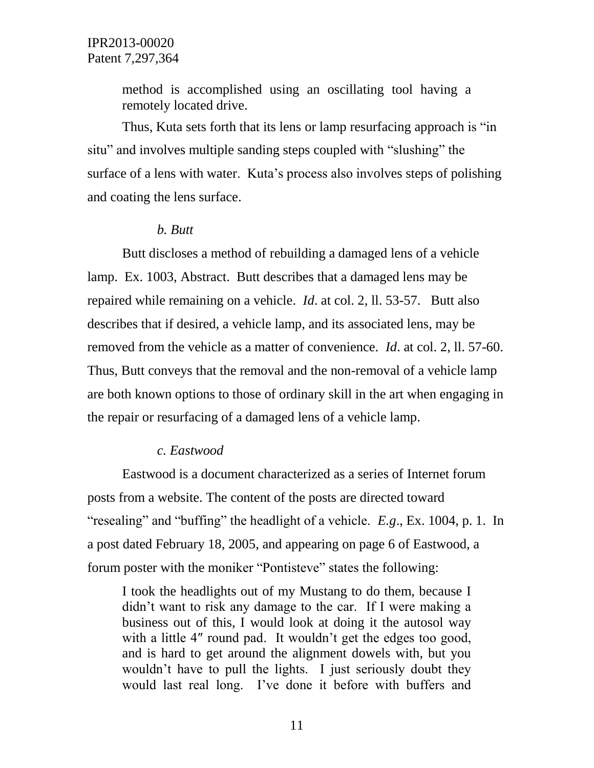> method is accomplished using an oscillating tool having a remotely located drive.

Thus, Kuta sets forth that its lens or lamp resurfacing approach is "in situ" and involves multiple sanding steps coupled with "slushing" the surface of a lens with water. Kuta's process also involves steps of polishing and coating the lens surface.

*b. Butt*

Butt discloses a method of rebuilding a damaged lens of a vehicle lamp. Ex. 1003, Abstract. Butt describes that a damaged lens may be repaired while remaining on a vehicle. *Id*. at col. 2, ll. 53-57. Butt also describes that if desired, a vehicle lamp, and its associated lens, may be removed from the vehicle as a matter of convenience. *Id*. at col. 2, ll. 57-60. Thus, Butt conveys that the removal and the non-removal of a vehicle lamp are both known options to those of ordinary skill in the art when engaging in the repair or resurfacing of a damaged lens of a vehicle lamp.

*c. Eastwood*

Eastwood is a document characterized as a series of Internet forum posts from a website. The content of the posts are directed toward "resealing" and "buffing" the headlight of a vehicle. *E.g*., Ex. 1004, p. 1. In a post dated February 18, 2005, and appearing on page 6 of Eastwood, a forum poster with the moniker "Pontisteve" states the following:

> I took the headlights out of my Mustang to do them, because I didn't want to risk any damage to the car. If I were making a business out of this, I would look at doing it the autosol way with a little 4″ round pad. It wouldn't get the edges too good, and is hard to get around the alignment dowels with, but you wouldn't have to pull the lights. I just seriously doubt they would last real long. I've done it before with buffers and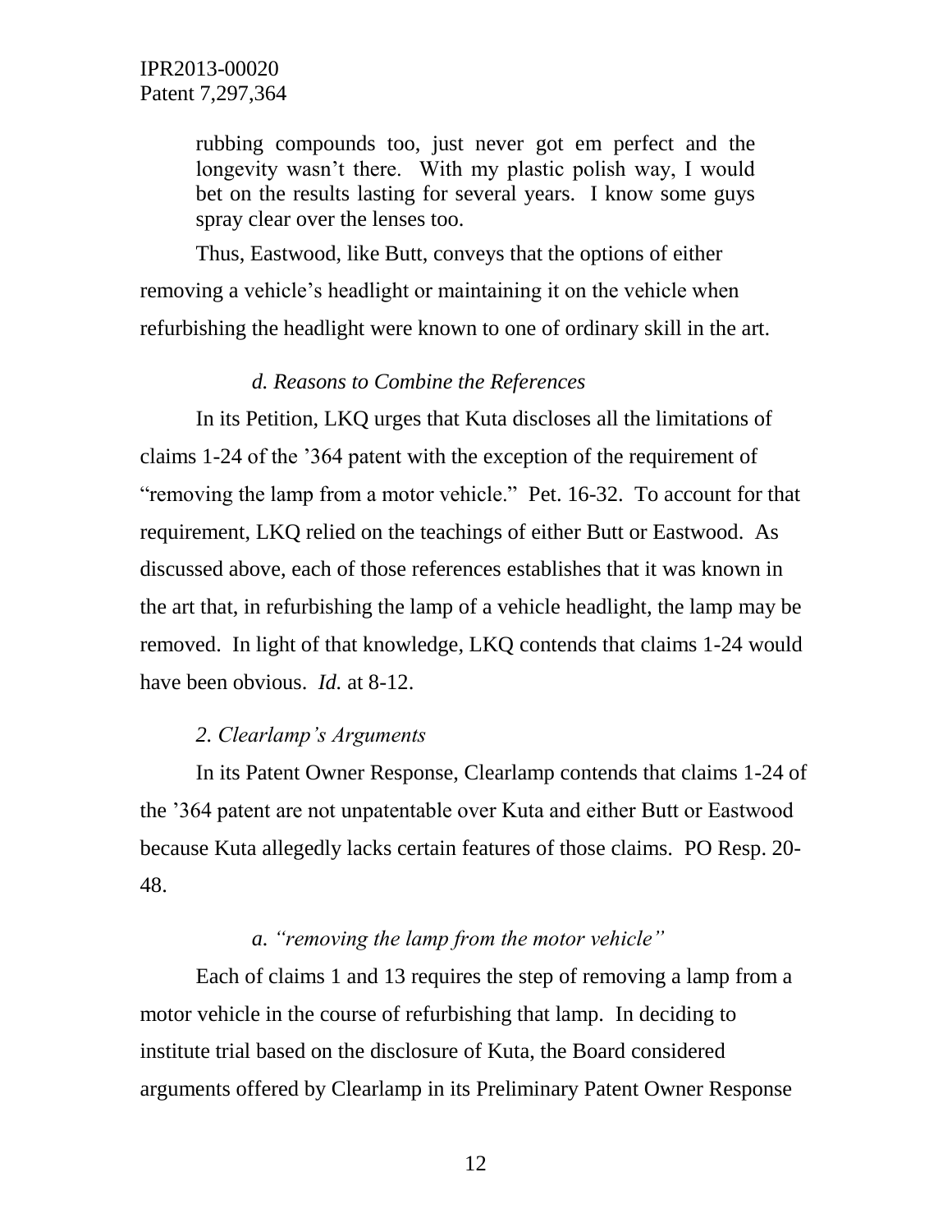> rubbing compounds too, just never got em perfect and the longevity wasn't there. With my plastic polish way, I would bet on the results lasting for several years. I know some guys spray clear over the lenses too.

Thus, Eastwood, like Butt, conveys that the options of either removing a vehicle's headlight or maintaining it on the vehicle when refurbishing the headlight were known to one of ordinary skill in the art.

*d. Reasons to Combine the References*

In its Petition, LKQ urges that Kuta discloses all the limitations of claims 1-24 of the '364 patent with the exception of the requirement of "removing the lamp from a motor vehicle." Pet. 16-32. To account for that requirement, LKQ relied on the teachings of either Butt or Eastwood. As discussed above, each of those references establishes that it was known in the art that, in refurbishing the lamp of a vehicle headlight, the lamp may be removed. In light of that knowledge, LKQ contends that claims 1-24 would have been obvious. *Id.* at 8-12.

*2. Clearlamp's Arguments*

In its Patent Owner Response, Clearlamp contends that claims 1-24 of the '364 patent are not unpatentable over Kuta and either Butt or Eastwood because Kuta allegedly lacks certain features of those claims. PO Resp. 20-48.

*a. "removing the lamp from the motor vehicle"*

Each of claims 1 and 13 requires the step of removing a lamp from a motor vehicle in the course of refurbishing that lamp. In deciding to institute trial based on the disclosure of Kuta, the Board considered arguments offered by Clearlamp in its Preliminary Patent Owner Response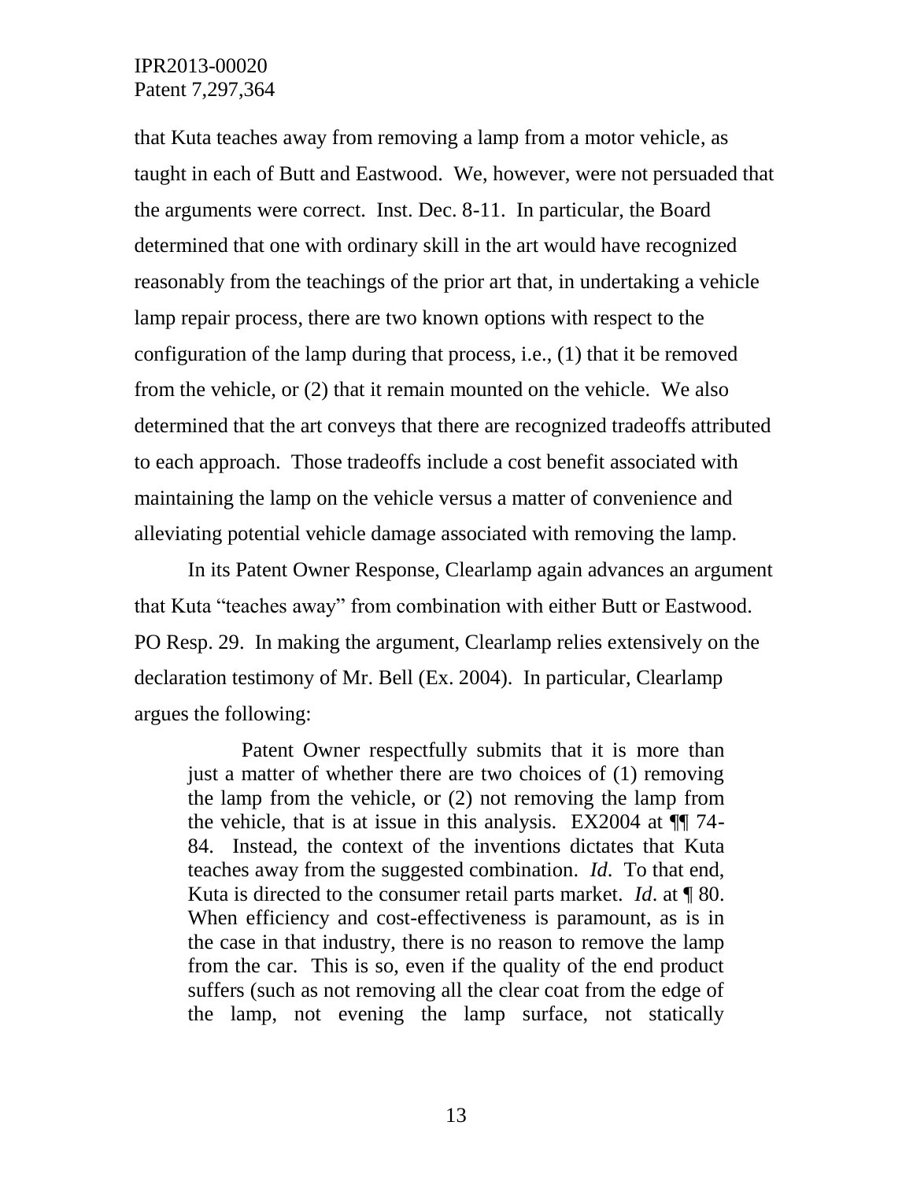that Kuta teaches away from removing a lamp from a motor vehicle, as taught in each of Butt and Eastwood. We, however, were not persuaded that the arguments were correct. Inst. Dec. 8-11. In particular, the Board determined that one with ordinary skill in the art would have recognized reasonably from the teachings of the prior art that, in undertaking a vehicle lamp repair process, there are two known options with respect to the configuration of the lamp during that process, i.e., (1) that it be removed from the vehicle, or (2) that it remain mounted on the vehicle. We also determined that the art conveys that there are recognized tradeoffs attributed to each approach. Those tradeoffs include a cost benefit associated with maintaining the lamp on the vehicle versus a matter of convenience and alleviating potential vehicle damage associated with removing the lamp.

In its Patent Owner Response, Clearlamp again advances an argument that Kuta "teaches away" from combination with either Butt or Eastwood. PO Resp. 29. In making the argument, Clearlamp relies extensively on the declaration testimony of Mr. Bell (Ex. 2004). In particular, Clearlamp argues the following:

> Patent Owner respectfully submits that it is more than just a matter of whether there are two choices of (1) removing the lamp from the vehicle, or (2) not removing the lamp from the vehicle, that is at issue in this analysis. EX2004 at ¶¶ 74-84. Instead, the context of the inventions dictates that Kuta teaches away from the suggested combination. *Id.* To that end, Kuta is directed to the consumer retail parts market. *Id*. at ¶ 80. When efficiency and cost-effectiveness is paramount, as is in the case in that industry, there is no reason to remove the lamp from the car. This is so, even if the quality of the end product suffers (such as not removing all the clear coat from the edge of the lamp, not evening the lamp surface, not statically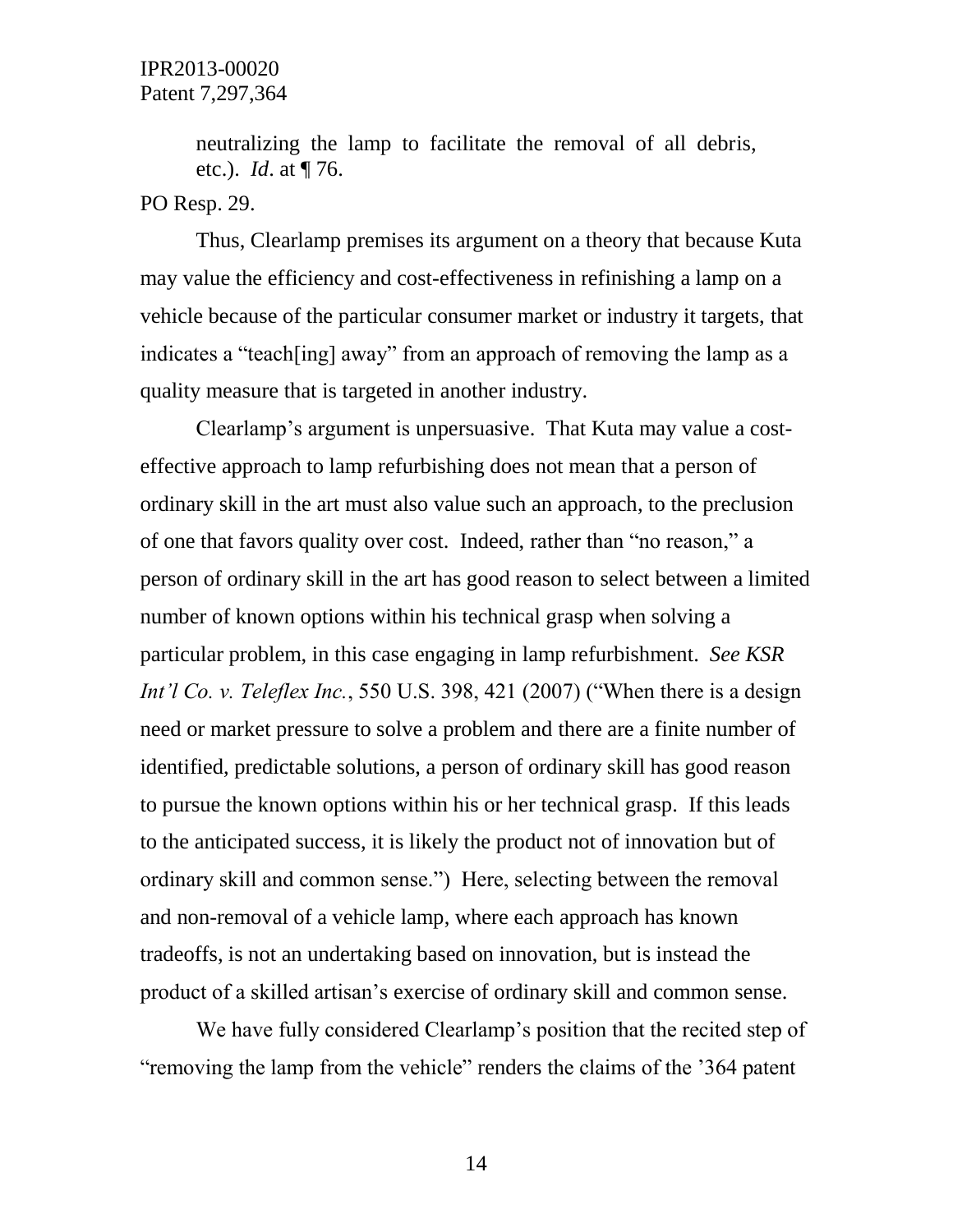> neutralizing the lamp to facilitate the removal of all debris, etc.). *Id*. at ¶ 76.

PO Resp. 29.

Thus, Clearlamp premises its argument on a theory that because Kuta may value the efficiency and cost-effectiveness in refinishing a lamp on a vehicle because of the particular consumer market or industry it targets, that indicates a "teach[ing] away" from an approach of removing the lamp as a quality measure that is targeted in another industry.

Clearlamp's argument is unpersuasive. That Kuta may value a cost-effective approach to lamp refurbishing does not mean that a person of ordinary skill in the art must also value such an approach, to the preclusion of one that favors quality over cost. Indeed, rather than "no reason," a person of ordinary skill in the art has good reason to select between a limited number of known options within his technical grasp when solving a particular problem, in this case engaging in lamp refurbishment. *See KSR Int'l Co. v. Teleflex Inc.*, 550 U.S. 398, 421 (2007) ("When there is a design need or market pressure to solve a problem and there are a finite number of identified, predictable solutions, a person of ordinary skill has good reason to pursue the known options within his or her technical grasp. If this leads to the anticipated success, it is likely the product not of innovation but of ordinary skill and common sense.") Here, selecting between the removal and non-removal of a vehicle lamp, where each approach has known tradeoffs, is not an undertaking based on innovation, but is instead the product of a skilled artisan's exercise of ordinary skill and common sense.

We have fully considered Clearlamp's position that the recited step of "removing the lamp from the vehicle" renders the claims of the '364 patent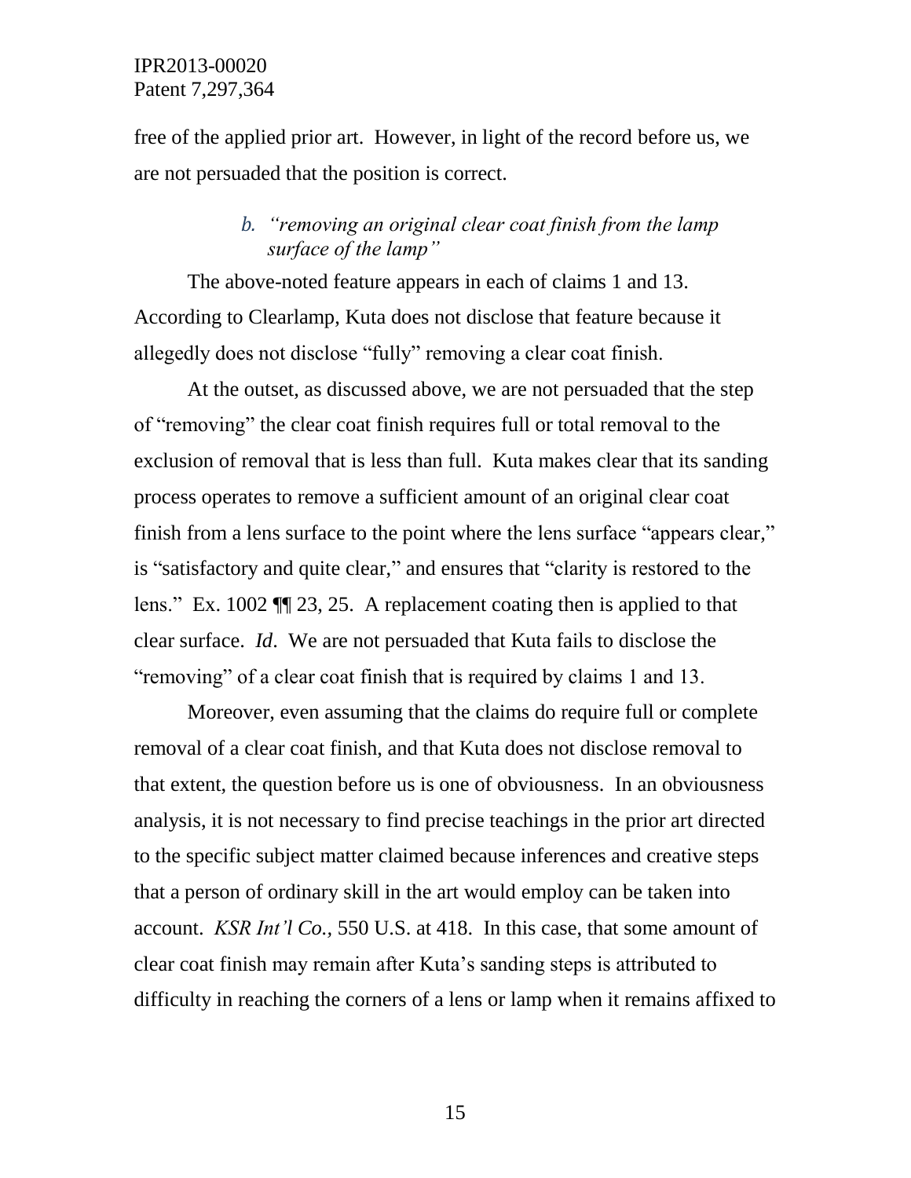free of the applied prior art. However, in light of the record before us, we are not persuaded that the position is correct.

### *b. "removing an original clear coat finish from the lamp surface of the lamp"*

The above-noted feature appears in each of claims 1 and 13. According to Clearlamp, Kuta does not disclose that feature because it allegedly does not disclose "fully" removing a clear coat finish.

At the outset, as discussed above, we are not persuaded that the step of "removing" the clear coat finish requires full or total removal to the exclusion of removal that is less than full. Kuta makes clear that its sanding process operates to remove a sufficient amount of an original clear coat finish from a lens surface to the point where the lens surface "appears clear," is "satisfactory and quite clear," and ensures that "clarity is restored to the lens." Ex. 1002 ¶¶ 23, 25. A replacement coating then is applied to that clear surface. *Id*. We are not persuaded that Kuta fails to disclose the "removing" of a clear coat finish that is required by claims 1 and 13.

Moreover, even assuming that the claims do require full or complete removal of a clear coat finish, and that Kuta does not disclose removal to that extent, the question before us is one of obviousness. In an obviousness analysis, it is not necessary to find precise teachings in the prior art directed to the specific subject matter claimed because inferences and creative steps that a person of ordinary skill in the art would employ can be taken into account. *KSR Int'l Co.*, 550 U.S. at 418. In this case, that some amount of clear coat finish may remain after Kuta's sanding steps is attributed to difficulty in reaching the corners of a lens or lamp when it remains affixed to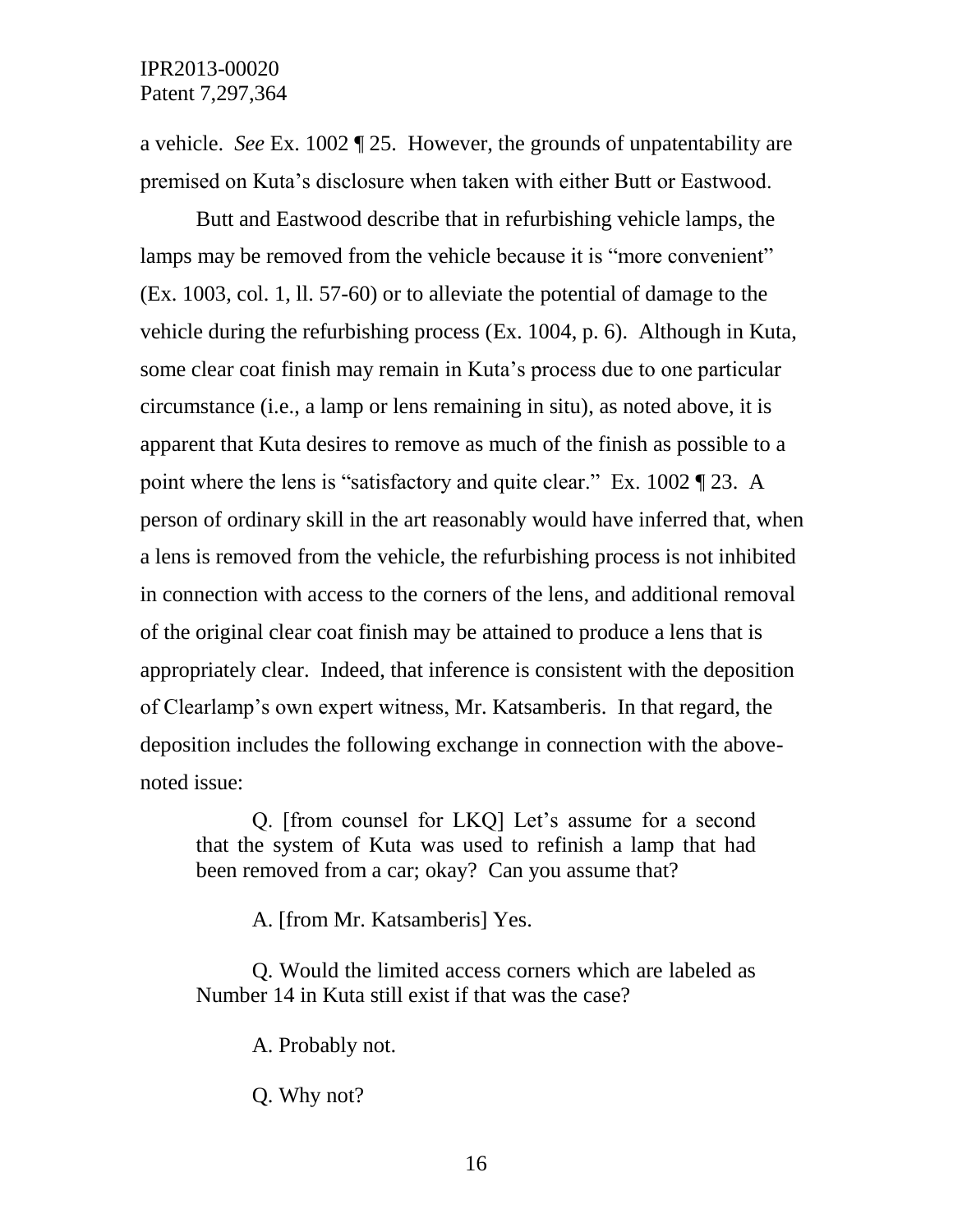a vehicle. *See* Ex. 1002 ¶ 25. However, the grounds of unpatentability are premised on Kuta's disclosure when taken with either Butt or Eastwood.

Butt and Eastwood describe that in refurbishing vehicle lamps, the lamps may be removed from the vehicle because it is "more convenient" (Ex. 1003, col. 1, ll. 57-60) or to alleviate the potential of damage to the vehicle during the refurbishing process (Ex. 1004, p. 6). Although in Kuta, some clear coat finish may remain in Kuta's process due to one particular circumstance (i.e., a lamp or lens remaining in situ), as noted above, it is apparent that Kuta desires to remove as much of the finish as possible to a point where the lens is "satisfactory and quite clear." Ex. 1002 ¶ 23. A person of ordinary skill in the art reasonably would have inferred that, when a lens is removed from the vehicle, the refurbishing process is not inhibited in connection with access to the corners of the lens, and additional removal of the original clear coat finish may be attained to produce a lens that is appropriately clear. Indeed, that inference is consistent with the deposition of Clearlamp's own expert witness, Mr. Katsamberis. In that regard, the deposition includes the following exchange in connection with the above-noted issue:

> Q. [from counsel for LKQ] Let's assume for a second that the system of Kuta was used to refinish a lamp that had been removed from a car; okay? Can you assume that?
>
> A. [from Mr. Katsamberis] Yes.
>
> Q. Would the limited access corners which are labeled as Number 14 in Kuta still exist if that was the case?
>
> A. Probably not.
>
> Q. Why not?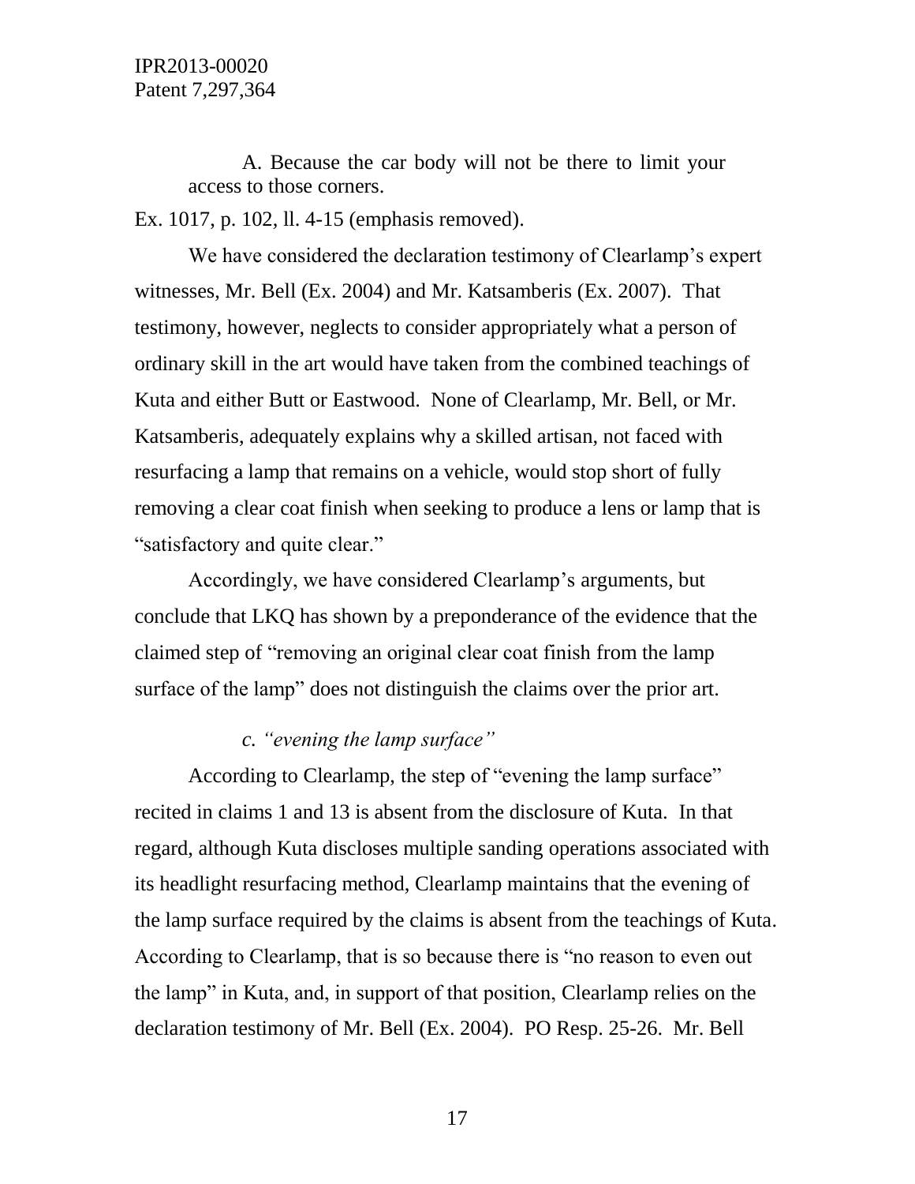> A. Because the car body will not be there to limit your access to those corners.

Ex. 1017, p. 102, ll. 4-15 (emphasis removed).

We have considered the declaration testimony of Clearlamp's expert witnesses, Mr. Bell (Ex. 2004) and Mr. Katsamberis (Ex. 2007). That testimony, however, neglects to consider appropriately what a person of ordinary skill in the art would have taken from the combined teachings of Kuta and either Butt or Eastwood. None of Clearlamp, Mr. Bell, or Mr. Katsamberis, adequately explains why a skilled artisan, not faced with resurfacing a lamp that remains on a vehicle, would stop short of fully removing a clear coat finish when seeking to produce a lens or lamp that is "satisfactory and quite clear."

Accordingly, we have considered Clearlamp's arguments, but conclude that LKQ has shown by a preponderance of the evidence that the claimed step of "removing an original clear coat finish from the lamp surface of the lamp" does not distinguish the claims over the prior art.

#### *c. "evening the lamp surface"*

According to Clearlamp, the step of "evening the lamp surface" recited in claims 1 and 13 is absent from the disclosure of Kuta. In that regard, although Kuta discloses multiple sanding operations associated with its headlight resurfacing method, Clearlamp maintains that the evening of the lamp surface required by the claims is absent from the teachings of Kuta. According to Clearlamp, that is so because there is "no reason to even out the lamp" in Kuta, and, in support of that position, Clearlamp relies on the declaration testimony of Mr. Bell (Ex. 2004). PO Resp. 25-26. Mr. Bell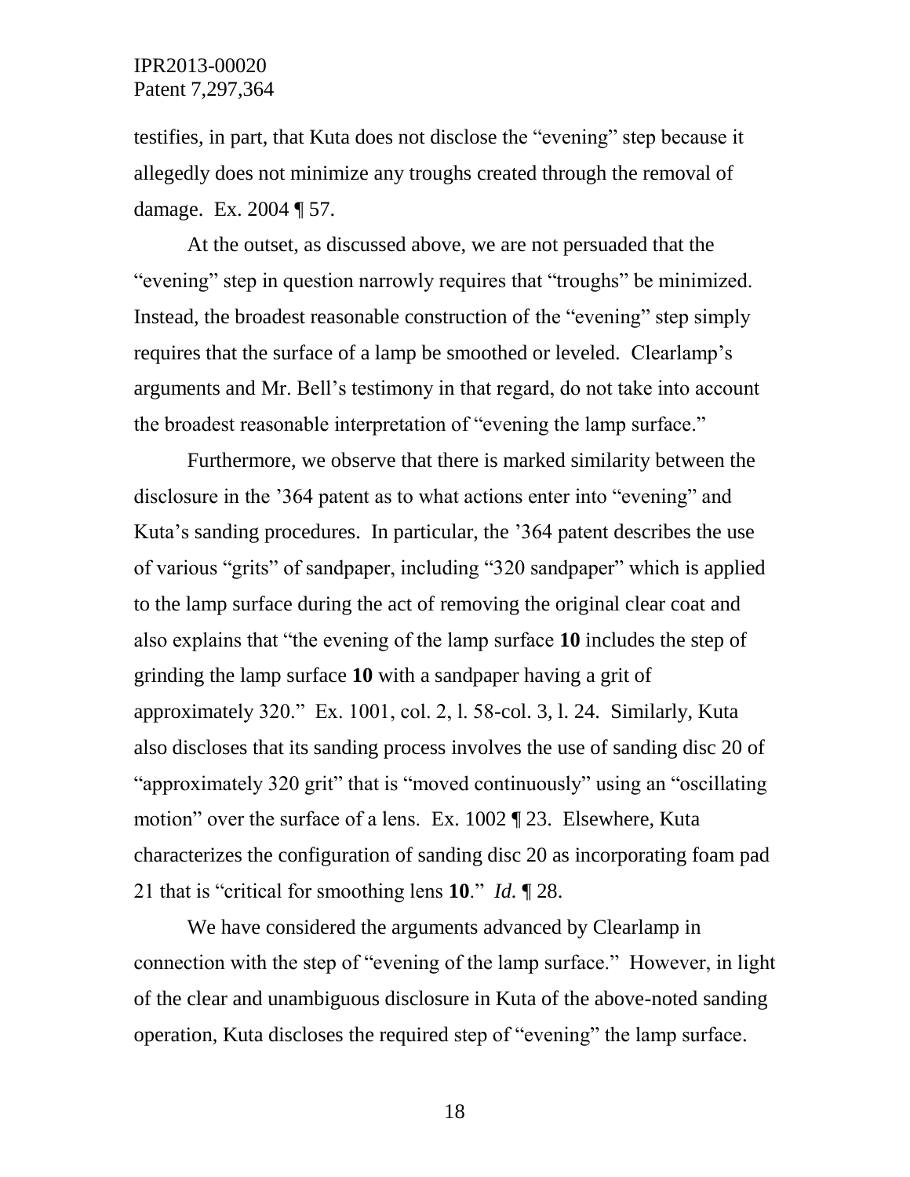testifies, in part, that Kuta does not disclose the "evening" step because it allegedly does not minimize any troughs created through the removal of damage. Ex. 2004 ¶ 57.

At the outset, as discussed above, we are not persuaded that the "evening" step in question narrowly requires that "troughs" be minimized. Instead, the broadest reasonable construction of the "evening" step simply requires that the surface of a lamp be smoothed or leveled. Clearlamp's arguments and Mr. Bell's testimony in that regard, do not take into account the broadest reasonable interpretation of "evening the lamp surface."

Furthermore, we observe that there is marked similarity between the disclosure in the '364 patent as to what actions enter into "evening" and Kuta's sanding procedures. In particular, the '364 patent describes the use of various "grits" of sandpaper, including "320 sandpaper" which is applied to the lamp surface during the act of removing the original clear coat and also explains that "the evening of the lamp surface **10** includes the step of grinding the lamp surface **10** with a sandpaper having a grit of approximately 320." Ex. 1001, col. 2, l. 58-col. 3, l. 24. Similarly, Kuta also discloses that its sanding process involves the use of sanding disc 20 of "approximately 320 grit" that is "moved continuously" using an "oscillating motion" over the surface of a lens. Ex. 1002 ¶ 23. Elsewhere, Kuta characterizes the configuration of sanding disc 20 as incorporating foam pad 21 that is "critical for smoothing lens **10**." *Id.* ¶ 28.

We have considered the arguments advanced by Clearlamp in connection with the step of "evening of the lamp surface." However, in light of the clear and unambiguous disclosure in Kuta of the above-noted sanding operation, Kuta discloses the required step of "evening" the lamp surface.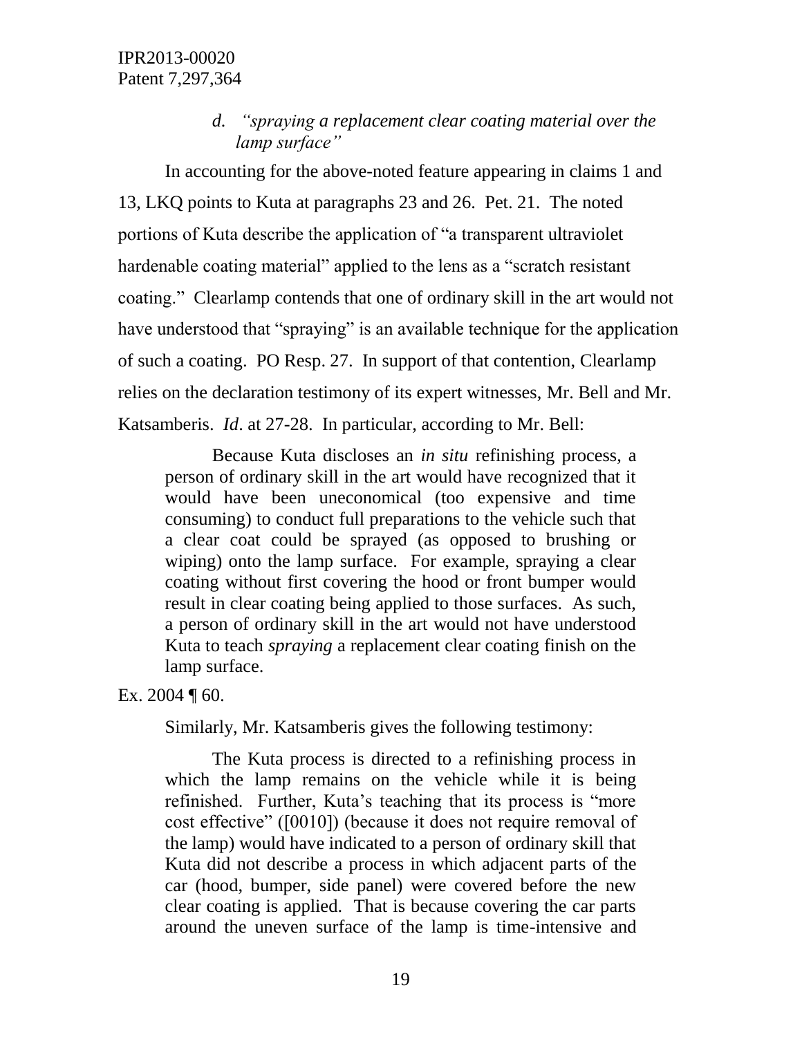*d. "spraying a replacement clear coating material over the lamp surface"*

In accounting for the above-noted feature appearing in claims 1 and 13, LKQ points to Kuta at paragraphs 23 and 26. Pet. 21. The noted portions of Kuta describe the application of "a transparent ultraviolet hardenable coating material" applied to the lens as a "scratch resistant coating." Clearlamp contends that one of ordinary skill in the art would not have understood that "spraying" is an available technique for the application of such a coating. PO Resp. 27. In support of that contention, Clearlamp relies on the declaration testimony of its expert witnesses, Mr. Bell and Mr. Katsamberis. *Id*. at 27-28. In particular, according to Mr. Bell:

> Because Kuta discloses an *in situ* refinishing process, a person of ordinary skill in the art would have recognized that it would have been uneconomical (too expensive and time consuming) to conduct full preparations to the vehicle such that a clear coat could be sprayed (as opposed to brushing or wiping) onto the lamp surface. For example, spraying a clear coating without first covering the hood or front bumper would result in clear coating being applied to those surfaces. As such, a person of ordinary skill in the art would not have understood Kuta to teach *spraying* a replacement clear coating finish on the lamp surface.

Ex. 2004 ¶ 60.

Similarly, Mr. Katsamberis gives the following testimony:

> The Kuta process is directed to a refinishing process in which the lamp remains on the vehicle while it is being refinished. Further, Kuta's teaching that its process is "more cost effective" ([0010]) (because it does not require removal of the lamp) would have indicated to a person of ordinary skill that Kuta did not describe a process in which adjacent parts of the car (hood, bumper, side panel) were covered before the new clear coating is applied. That is because covering the car parts around the uneven surface of the lamp is time-intensive and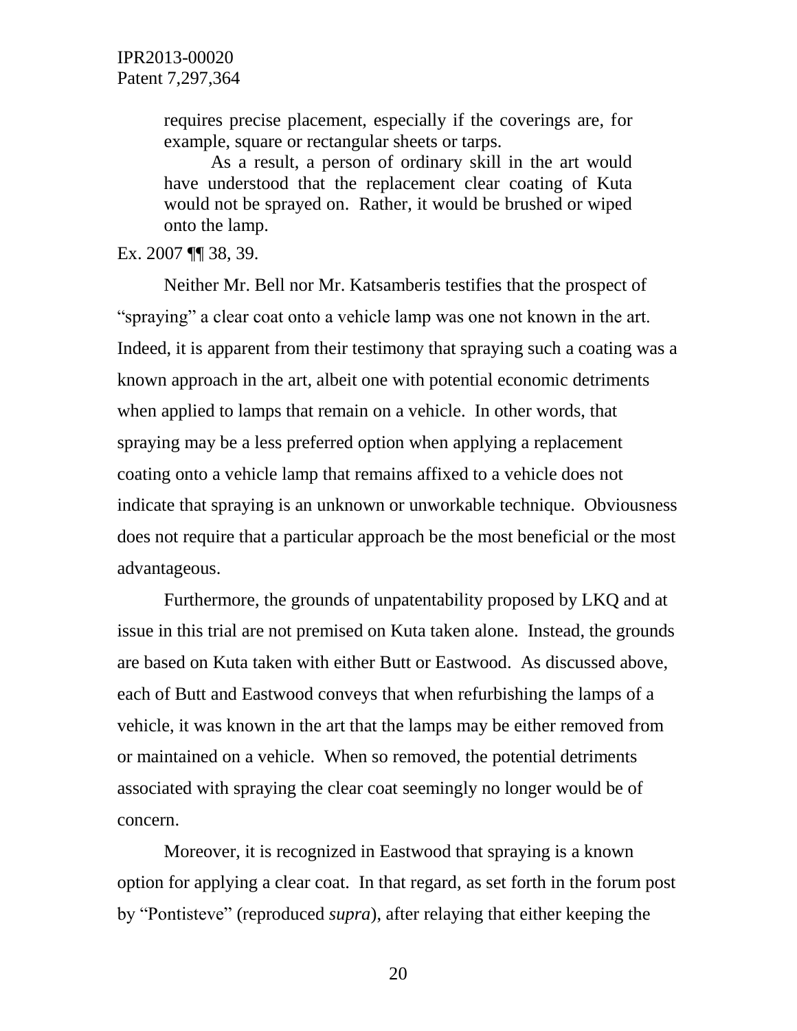> requires precise placement, especially if the coverings are, for example, square or rectangular sheets or tarps.
>
> As a result, a person of ordinary skill in the art would have understood that the replacement clear coating of Kuta would not be sprayed on. Rather, it would be brushed or wiped onto the lamp.

Ex. 2007 ¶¶ 38, 39.

Neither Mr. Bell nor Mr. Katsamberis testifies that the prospect of "spraying" a clear coat onto a vehicle lamp was one not known in the art. Indeed, it is apparent from their testimony that spraying such a coating was a known approach in the art, albeit one with potential economic detriments when applied to lamps that remain on a vehicle. In other words, that spraying may be a less preferred option when applying a replacement coating onto a vehicle lamp that remains affixed to a vehicle does not indicate that spraying is an unknown or unworkable technique. Obviousness does not require that a particular approach be the most beneficial or the most advantageous.

Furthermore, the grounds of unpatentability proposed by LKQ and at issue in this trial are not premised on Kuta taken alone. Instead, the grounds are based on Kuta taken with either Butt or Eastwood. As discussed above, each of Butt and Eastwood conveys that when refurbishing the lamps of a vehicle, it was known in the art that the lamps may be either removed from or maintained on a vehicle. When so removed, the potential detriments associated with spraying the clear coat seemingly no longer would be of concern.

Moreover, it is recognized in Eastwood that spraying is a known option for applying a clear coat. In that regard, as set forth in the forum post by "Pontisteve" (reproduced *supra*), after relaying that either keeping the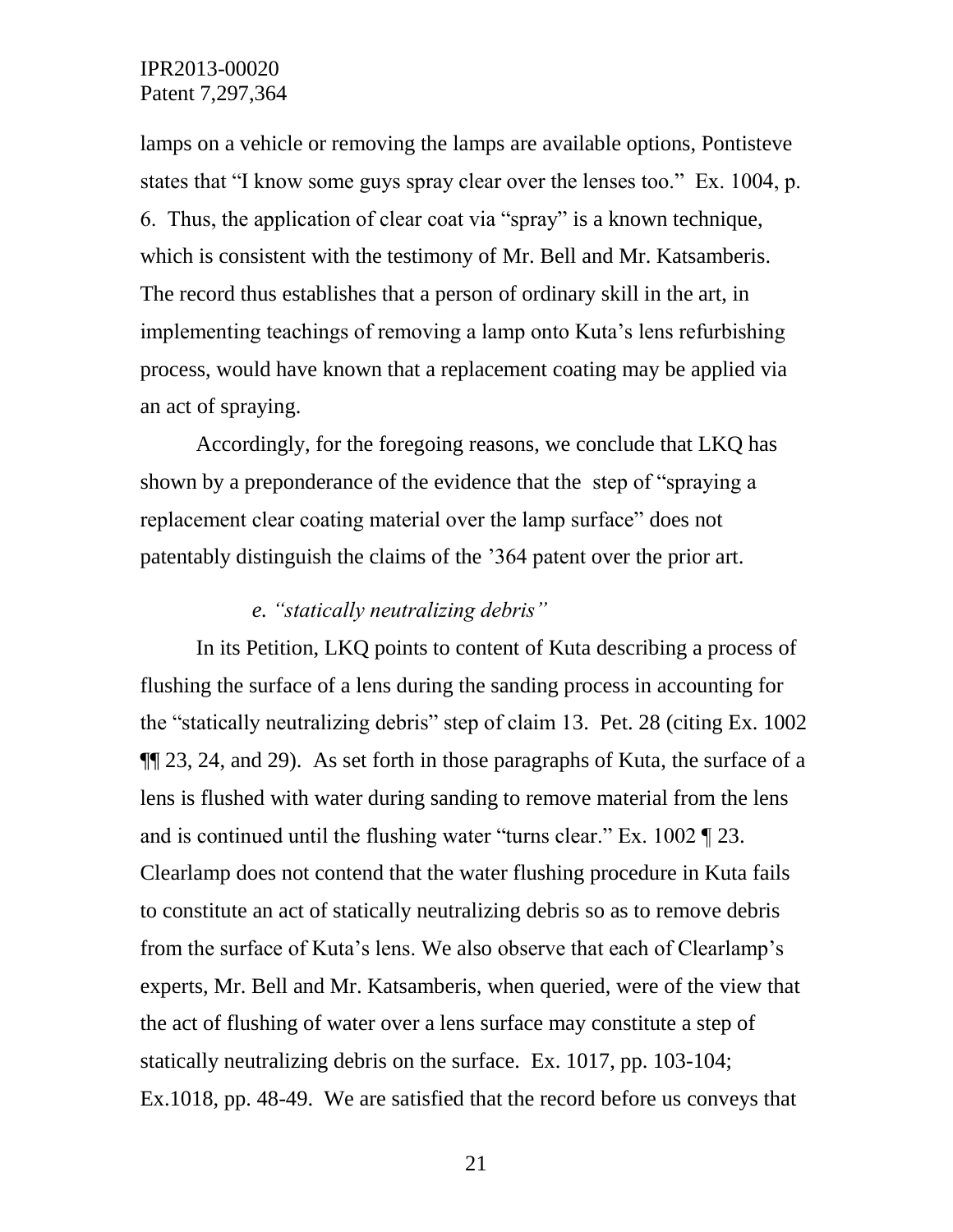lamps on a vehicle or removing the lamps are available options, Pontisteve states that "I know some guys spray clear over the lenses too." Ex. 1004, p. 6. Thus, the application of clear coat via "spray" is a known technique, which is consistent with the testimony of Mr. Bell and Mr. Katsamberis. The record thus establishes that a person of ordinary skill in the art, in implementing teachings of removing a lamp onto Kuta's lens refurbishing process, would have known that a replacement coating may be applied via an act of spraying.

Accordingly, for the foregoing reasons, we conclude that LKQ has shown by a preponderance of the evidence that the step of "spraying a replacement clear coating material over the lamp surface" does not patentably distinguish the claims of the '364 patent over the prior art.

*e. "statically neutralizing debris"*

In its Petition, LKQ points to content of Kuta describing a process of flushing the surface of a lens during the sanding process in accounting for the "statically neutralizing debris" step of claim 13. Pet. 28 (citing Ex. 1002 ¶¶ 23, 24, and 29). As set forth in those paragraphs of Kuta, the surface of a lens is flushed with water during sanding to remove material from the lens and is continued until the flushing water "turns clear." Ex. 1002 ¶ 23. Clearlamp does not contend that the water flushing procedure in Kuta fails to constitute an act of statically neutralizing debris so as to remove debris from the surface of Kuta's lens. We also observe that each of Clearlamp's experts, Mr. Bell and Mr. Katsamberis, when queried, were of the view that the act of flushing of water over a lens surface may constitute a step of statically neutralizing debris on the surface. Ex. 1017, pp. 103-104; Ex.1018, pp. 48-49. We are satisfied that the record before us conveys that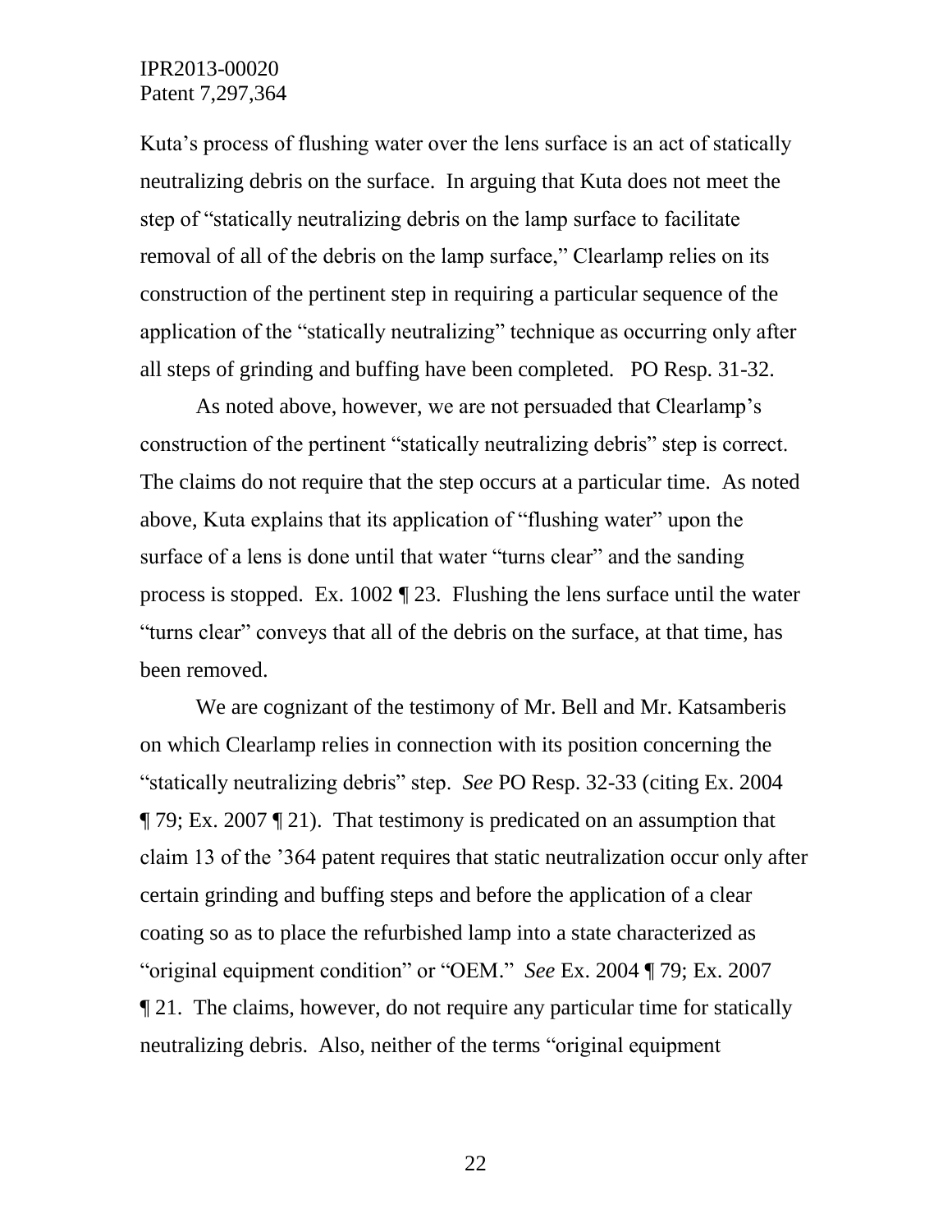Kuta's process of flushing water over the lens surface is an act of statically neutralizing debris on the surface. In arguing that Kuta does not meet the step of "statically neutralizing debris on the lamp surface to facilitate removal of all of the debris on the lamp surface," Clearlamp relies on its construction of the pertinent step in requiring a particular sequence of the application of the "statically neutralizing" technique as occurring only after all steps of grinding and buffing have been completed. PO Resp. 31-32.

As noted above, however, we are not persuaded that Clearlamp's construction of the pertinent "statically neutralizing debris" step is correct. The claims do not require that the step occurs at a particular time. As noted above, Kuta explains that its application of "flushing water" upon the surface of a lens is done until that water "turns clear" and the sanding process is stopped. Ex. 1002 ¶ 23. Flushing the lens surface until the water "turns clear" conveys that all of the debris on the surface, at that time, has been removed.

We are cognizant of the testimony of Mr. Bell and Mr. Katsamberis on which Clearlamp relies in connection with its position concerning the "statically neutralizing debris" step. *See* PO Resp. 32-33 (citing Ex. 2004 ¶ 79; Ex. 2007 ¶ 21). That testimony is predicated on an assumption that claim 13 of the '364 patent requires that static neutralization occur only after certain grinding and buffing steps and before the application of a clear coating so as to place the refurbished lamp into a state characterized as "original equipment condition" or "OEM." *See* Ex. 2004 ¶ 79; Ex. 2007 ¶ 21. The claims, however, do not require any particular time for statically neutralizing debris. Also, neither of the terms "original equipment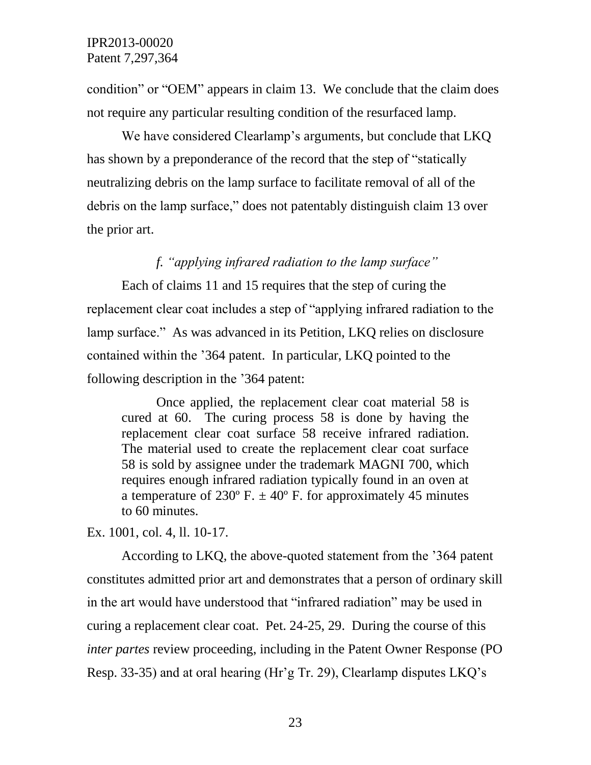condition" or "OEM" appears in claim 13. We conclude that the claim does not require any particular resulting condition of the resurfaced lamp.

We have considered Clearlamp's arguments, but conclude that LKQ has shown by a preponderance of the record that the step of "statically neutralizing debris on the lamp surface to facilitate removal of all of the debris on the lamp surface," does not patentably distinguish claim 13 over the prior art.

*f. "applying infrared radiation to the lamp surface"*

Each of claims 11 and 15 requires that the step of curing the replacement clear coat includes a step of "applying infrared radiation to the lamp surface." As was advanced in its Petition, LKQ relies on disclosure contained within the '364 patent. In particular, LKQ pointed to the following description in the '364 patent:

> Once applied, the replacement clear coat material 58 is cured at 60. The curing process 58 is done by having the replacement clear coat surface 58 receive infrared radiation. The material used to create the replacement clear coat surface 58 is sold by assignee under the trademark MAGNI 700, which requires enough infrared radiation typically found in an oven at a temperature of 230º F. ± 40º F. for approximately 45 minutes to 60 minutes.

Ex. 1001, col. 4, ll. 10-17.

According to LKQ, the above-quoted statement from the '364 patent constitutes admitted prior art and demonstrates that a person of ordinary skill in the art would have understood that "infrared radiation" may be used in curing a replacement clear coat. Pet. 24-25, 29. During the course of this *inter partes* review proceeding, including in the Patent Owner Response (PO Resp. 33-35) and at oral hearing (Hr'g Tr. 29), Clearlamp disputes LKQ's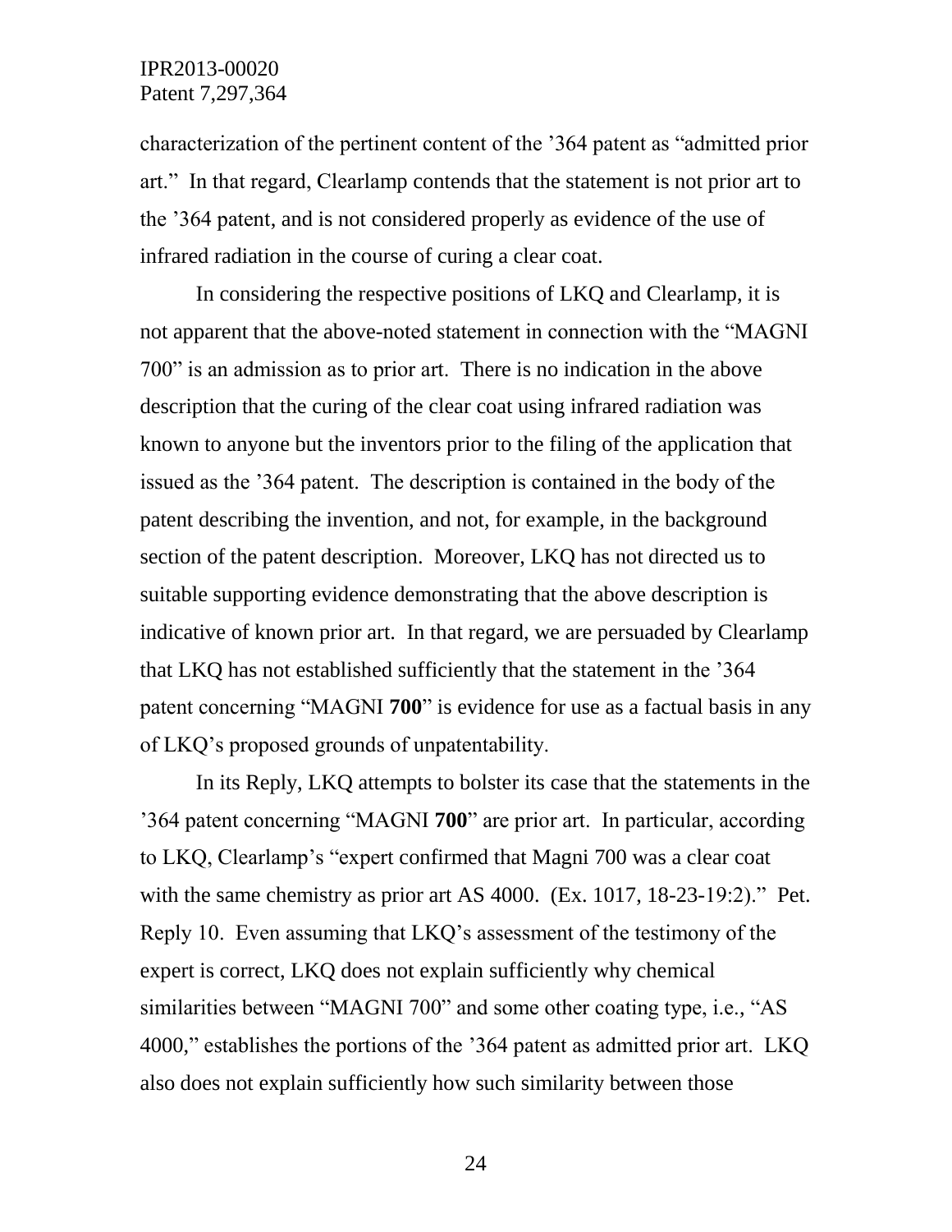characterization of the pertinent content of the ’364 patent as “admitted prior art.” In that regard, Clearlamp contends that the statement is not prior art to the ’364 patent, and is not considered properly as evidence of the use of infrared radiation in the course of curing a clear coat.

In considering the respective positions of LKQ and Clearlamp, it is not apparent that the above-noted statement in connection with the “MAGNI 700” is an admission as to prior art. There is no indication in the above description that the curing of the clear coat using infrared radiation was known to anyone but the inventors prior to the filing of the application that issued as the ’364 patent. The description is contained in the body of the patent describing the invention, and not, for example, in the background section of the patent description. Moreover, LKQ has not directed us to suitable supporting evidence demonstrating that the above description is indicative of known prior art. In that regard, we are persuaded by Clearlamp that LKQ has not established sufficiently that the statement in the ’364 patent concerning “MAGNI **700**” is evidence for use as a factual basis in any of LKQ’s proposed grounds of unpatentability.

In its Reply, LKQ attempts to bolster its case that the statements in the ’364 patent concerning “MAGNI **700**” are prior art. In particular, according to LKQ, Clearlamp’s “expert confirmed that Magni 700 was a clear coat with the same chemistry as prior art AS 4000. (Ex. 1017, 18-23-19:2).” Pet. Reply 10. Even assuming that LKQ’s assessment of the testimony of the expert is correct, LKQ does not explain sufficiently why chemical similarities between “MAGNI 700” and some other coating type, i.e., “AS 4000,” establishes the portions of the ’364 patent as admitted prior art. LKQ also does not explain sufficiently how such similarity between those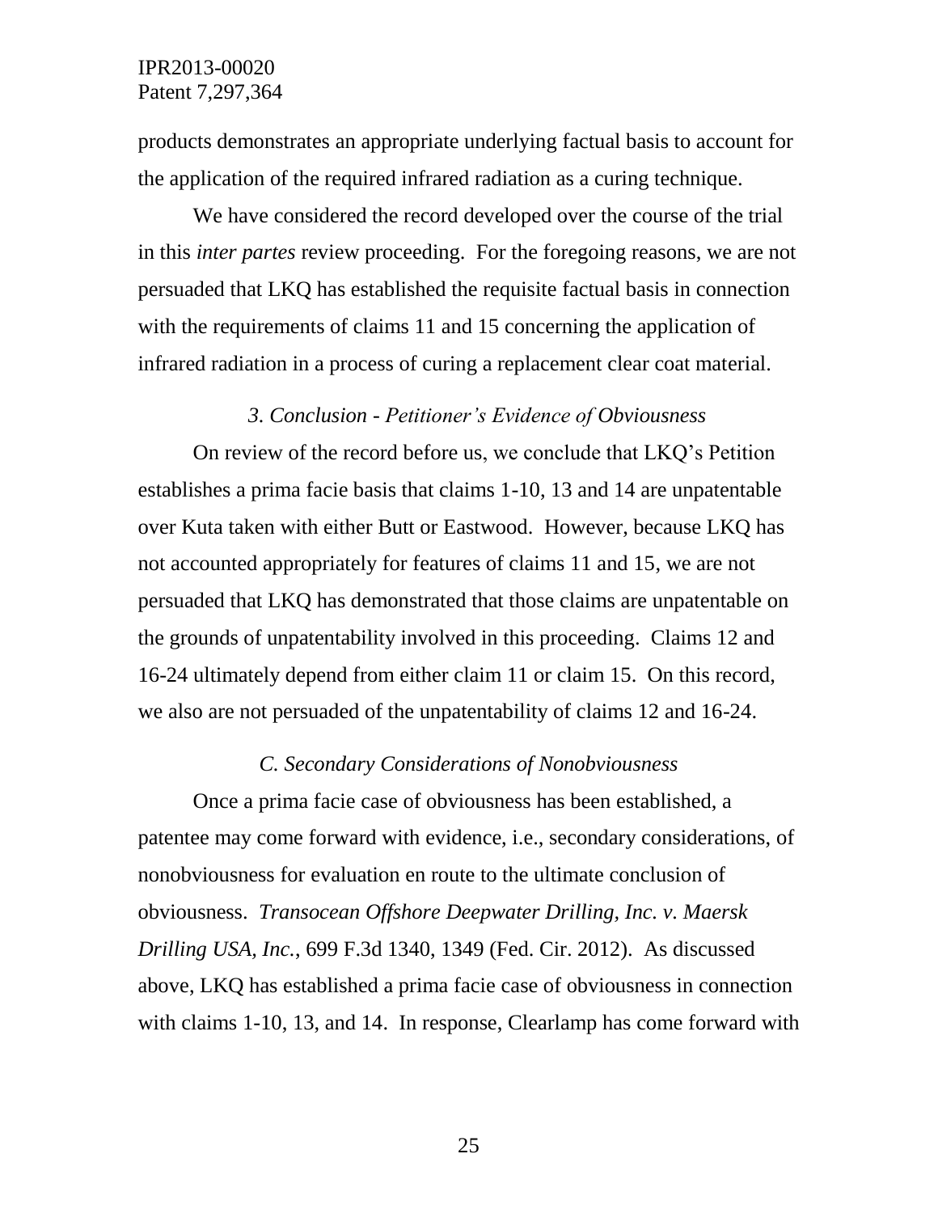products demonstrates an appropriate underlying factual basis to account for the application of the required infrared radiation as a curing technique.

We have considered the record developed over the course of the trial in this *inter partes* review proceeding. For the foregoing reasons, we are not persuaded that LKQ has established the requisite factual basis in connection with the requirements of claims 11 and 15 concerning the application of infrared radiation in a process of curing a replacement clear coat material.

### *3. Conclusion - Petitioner's Evidence of Obviousness*

On review of the record before us, we conclude that LKQ's Petition establishes a prima facie basis that claims 1-10, 13 and 14 are unpatentable over Kuta taken with either Butt or Eastwood. However, because LKQ has not accounted appropriately for features of claims 11 and 15, we are not persuaded that LKQ has demonstrated that those claims are unpatentable on the grounds of unpatentability involved in this proceeding. Claims 12 and 16-24 ultimately depend from either claim 11 or claim 15. On this record, we also are not persuaded of the unpatentability of claims 12 and 16-24.

## *C. Secondary Considerations of Nonobviousness*

Once a prima facie case of obviousness has been established, a patentee may come forward with evidence, i.e., secondary considerations, of nonobviousness for evaluation en route to the ultimate conclusion of obviousness. *Transocean Offshore Deepwater Drilling, Inc. v. Maersk Drilling USA, Inc.*, 699 F.3d 1340, 1349 (Fed. Cir. 2012). As discussed above, LKQ has established a prima facie case of obviousness in connection with claims 1-10, 13, and 14. In response, Clearlamp has come forward with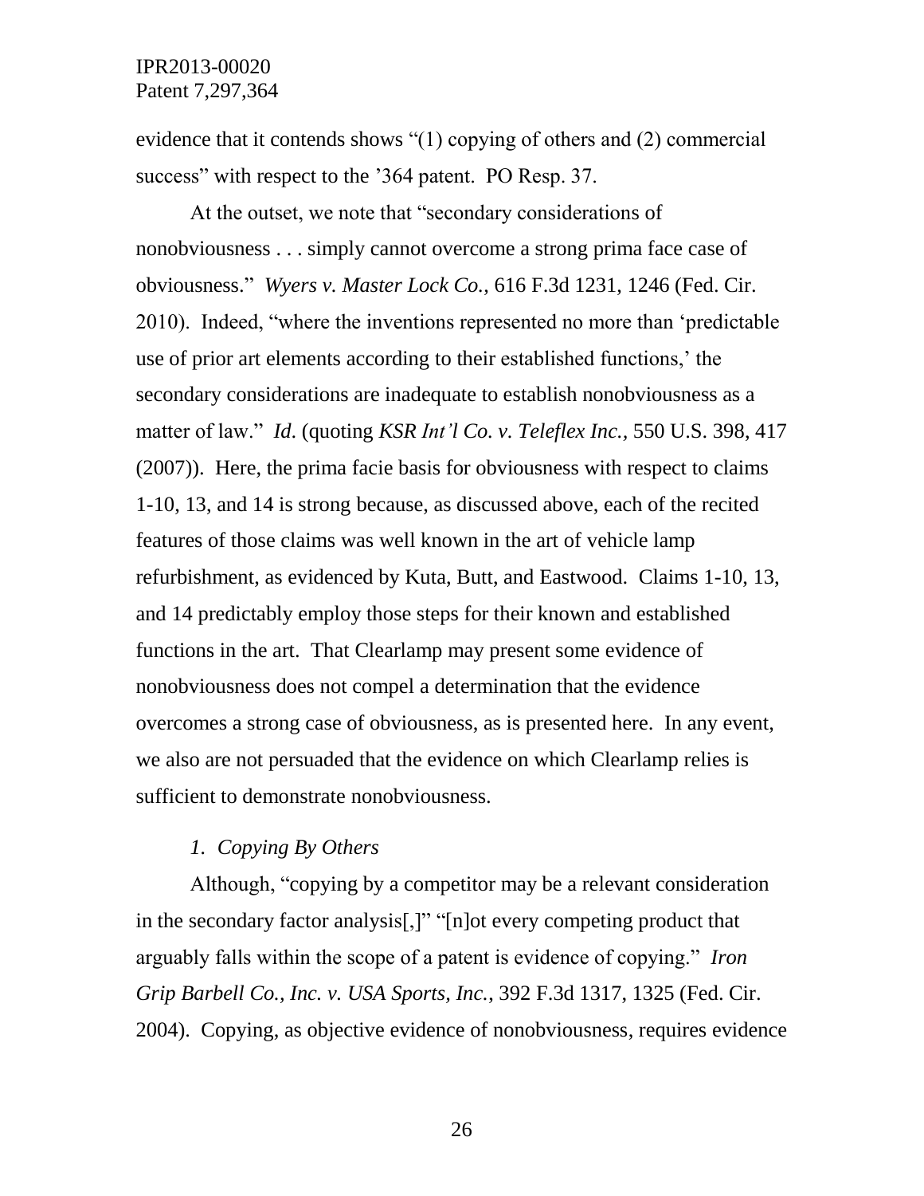evidence that it contends shows "(1) copying of others and (2) commercial success" with respect to the '364 patent. PO Resp. 37.

At the outset, we note that "secondary considerations of nonobviousness . . . simply cannot overcome a strong prima face case of obviousness." *Wyers v. Master Lock Co.*, 616 F.3d 1231, 1246 (Fed. Cir. 2010). Indeed, "where the inventions represented no more than 'predictable use of prior art elements according to their established functions,' the secondary considerations are inadequate to establish nonobviousness as a matter of law." *Id*. (quoting *KSR Int'l Co. v. Teleflex Inc.*, 550 U.S. 398, 417 (2007)). Here, the prima facie basis for obviousness with respect to claims 1-10, 13, and 14 is strong because, as discussed above, each of the recited features of those claims was well known in the art of vehicle lamp refurbishment, as evidenced by Kuta, Butt, and Eastwood. Claims 1-10, 13, and 14 predictably employ those steps for their known and established functions in the art. That Clearlamp may present some evidence of nonobviousness does not compel a determination that the evidence overcomes a strong case of obviousness, as is presented here. In any event, we also are not persuaded that the evidence on which Clearlamp relies is sufficient to demonstrate nonobviousness.

### *1. Copying By Others*

Although, "copying by a competitor may be a relevant consideration in the secondary factor analysis[,]" "[n]ot every competing product that arguably falls within the scope of a patent is evidence of copying." *Iron Grip Barbell Co., Inc. v. USA Sports, Inc.*, 392 F.3d 1317, 1325 (Fed. Cir. 2004). Copying, as objective evidence of nonobviousness, requires evidence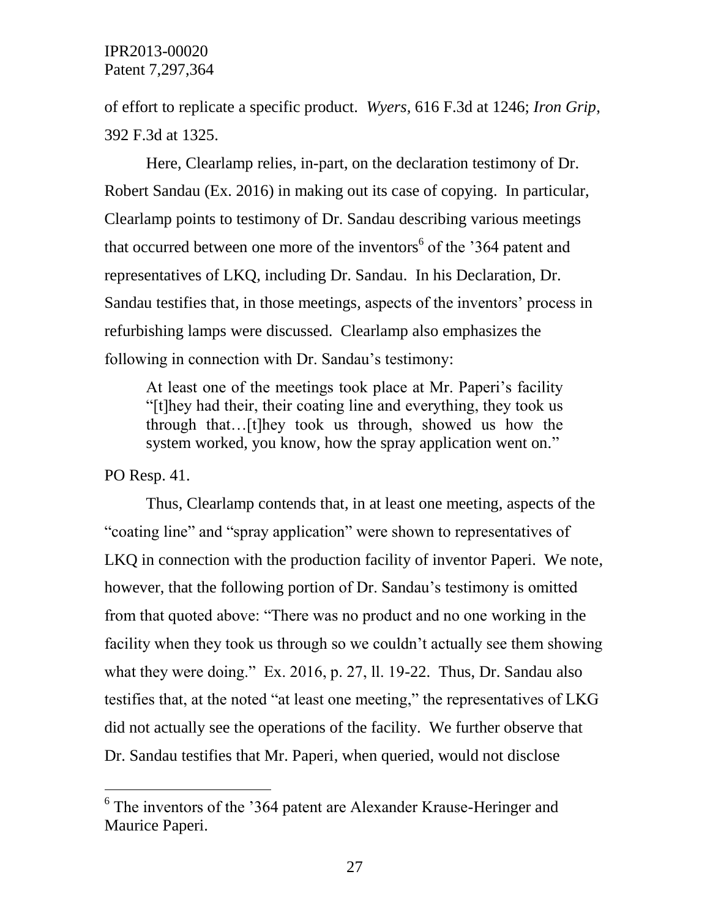of effort to replicate a specific product. *Wyers,* 616 F.3d at 1246; *Iron Grip*, 392 F.3d at 1325.

Here, Clearlamp relies, in-part, on the declaration testimony of Dr. Robert Sandau (Ex. 2016) in making out its case of copying. In particular, Clearlamp points to testimony of Dr. Sandau describing various meetings that occurred between one more of the inventors[6] of the '364 patent and representatives of LKQ, including Dr. Sandau. In his Declaration, Dr. Sandau testifies that, in those meetings, aspects of the inventors' process in refurbishing lamps were discussed. Clearlamp also emphasizes the following in connection with Dr. Sandau's testimony:

> At least one of the meetings took place at Mr. Paperi's facility "[t]hey had their, their coating line and everything, they took us through that…[t]hey took us through, showed us how the system worked, you know, how the spray application went on."

PO Resp. 41.

Thus, Clearlamp contends that, in at least one meeting, aspects of the "coating line" and "spray application" were shown to representatives of LKQ in connection with the production facility of inventor Paperi. We note, however, that the following portion of Dr. Sandau's testimony is omitted from that quoted above: "There was no product and no one working in the facility when they took us through so we couldn't actually see them showing what they were doing." Ex. 2016, p. 27, ll. 19-22. Thus, Dr. Sandau also testifies that, at the noted "at least one meeting," the representatives of LKG did not actually see the operations of the facility. We further observe that Dr. Sandau testifies that Mr. Paperi, when queried, would not disclose

[6] The inventors of the '364 patent are Alexander Krause-Heringer and Maurice Paperi.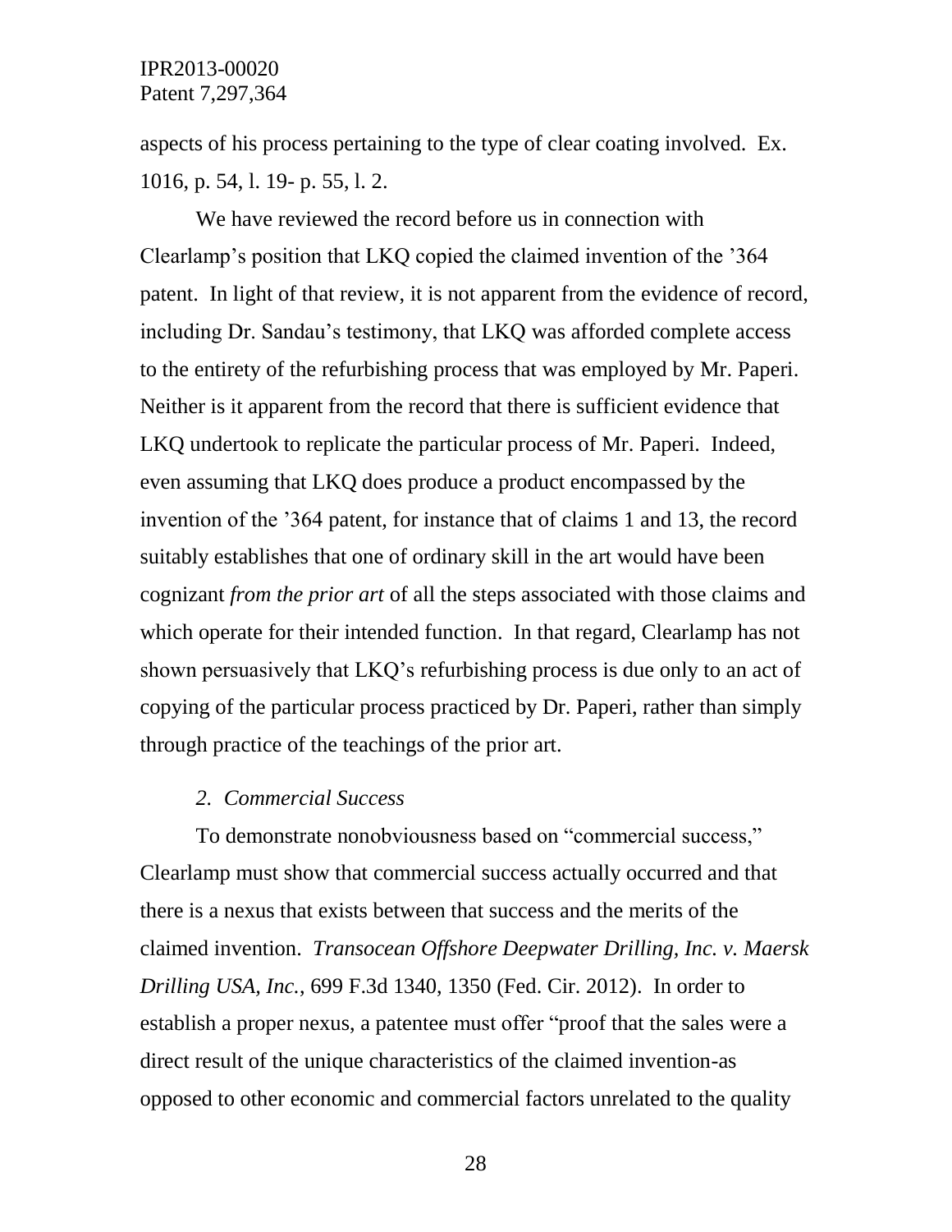aspects of his process pertaining to the type of clear coating involved. Ex. 1016, p. 54, l. 19- p. 55, l. 2.

We have reviewed the record before us in connection with Clearlamp's position that LKQ copied the claimed invention of the '364 patent. In light of that review, it is not apparent from the evidence of record, including Dr. Sandau's testimony, that LKQ was afforded complete access to the entirety of the refurbishing process that was employed by Mr. Paperi. Neither is it apparent from the record that there is sufficient evidence that LKQ undertook to replicate the particular process of Mr. Paperi. Indeed, even assuming that LKQ does produce a product encompassed by the invention of the '364 patent, for instance that of claims 1 and 13, the record suitably establishes that one of ordinary skill in the art would have been cognizant *from the prior art* of all the steps associated with those claims and which operate for their intended function. In that regard, Clearlamp has not shown persuasively that LKQ's refurbishing process is due only to an act of copying of the particular process practiced by Dr. Paperi, rather than simply through practice of the teachings of the prior art.

*2. Commercial Success*

To demonstrate nonobviousness based on "commercial success," Clearlamp must show that commercial success actually occurred and that there is a nexus that exists between that success and the merits of the claimed invention. *Transocean Offshore Deepwater Drilling, Inc. v. Maersk Drilling USA, Inc.*, 699 F.3d 1340, 1350 (Fed. Cir. 2012). In order to establish a proper nexus, a patentee must offer "proof that the sales were a direct result of the unique characteristics of the claimed invention-as opposed to other economic and commercial factors unrelated to the quality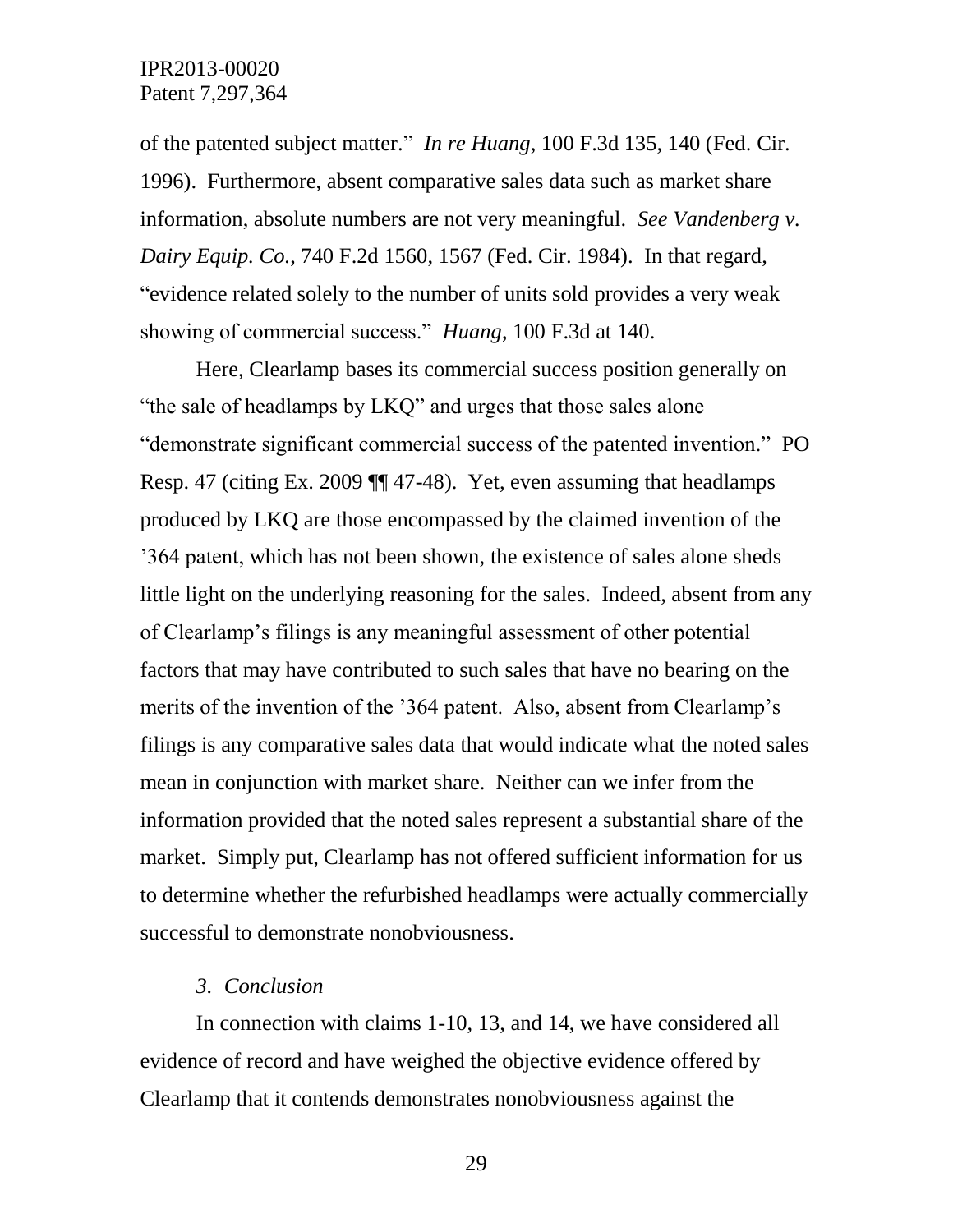of the patented subject matter." *In re Huang*, 100 F.3d 135, 140 (Fed. Cir. 1996). Furthermore, absent comparative sales data such as market share information, absolute numbers are not very meaningful. *See Vandenberg v. Dairy Equip. Co.*, 740 F.2d 1560, 1567 (Fed. Cir. 1984). In that regard, "evidence related solely to the number of units sold provides a very weak showing of commercial success." *Huang*, 100 F.3d at 140.

Here, Clearlamp bases its commercial success position generally on "the sale of headlamps by LKQ" and urges that those sales alone "demonstrate significant commercial success of the patented invention." PO Resp. 47 (citing Ex. 2009 ¶¶ 47-48). Yet, even assuming that headlamps produced by LKQ are those encompassed by the claimed invention of the '364 patent, which has not been shown, the existence of sales alone sheds little light on the underlying reasoning for the sales. Indeed, absent from any of Clearlamp's filings is any meaningful assessment of other potential factors that may have contributed to such sales that have no bearing on the merits of the invention of the '364 patent. Also, absent from Clearlamp's filings is any comparative sales data that would indicate what the noted sales mean in conjunction with market share. Neither can we infer from the information provided that the noted sales represent a substantial share of the market. Simply put, Clearlamp has not offered sufficient information for us to determine whether the refurbished headlamps were actually commercially successful to demonstrate nonobviousness.

### *3. Conclusion*

In connection with claims 1-10, 13, and 14, we have considered all evidence of record and have weighed the objective evidence offered by Clearlamp that it contends demonstrates nonobviousness against the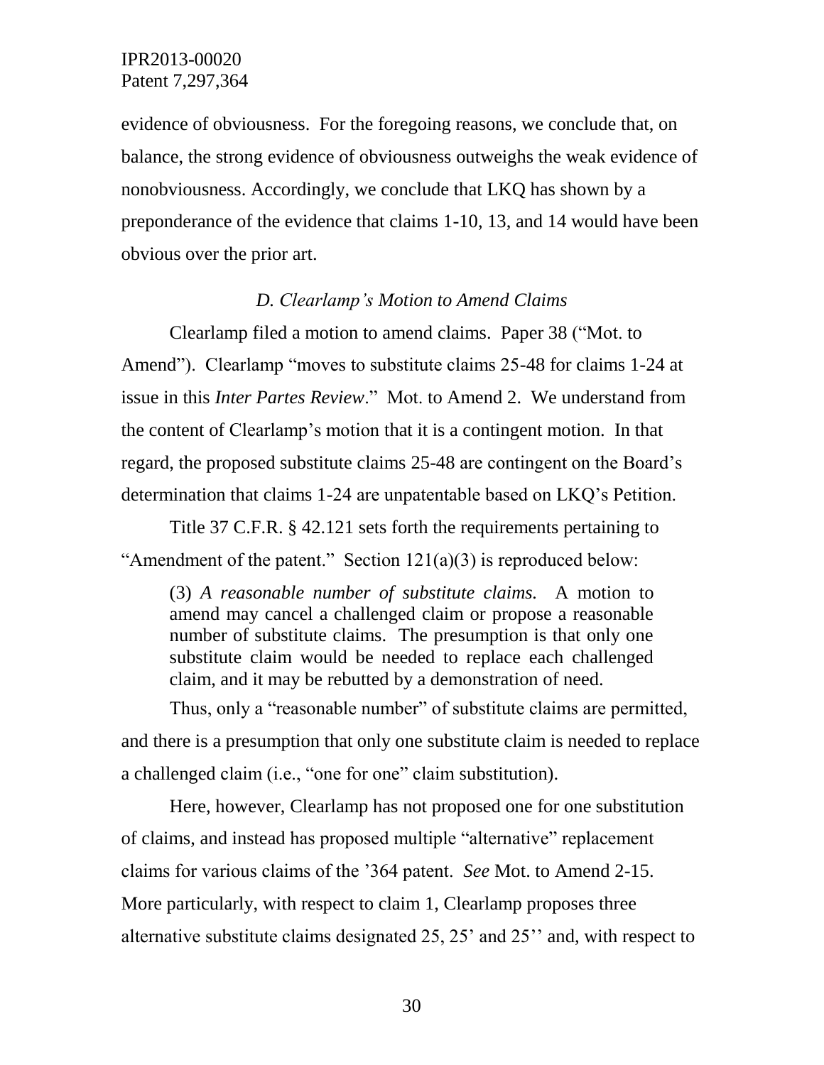evidence of obviousness. For the foregoing reasons, we conclude that, on balance, the strong evidence of obviousness outweighs the weak evidence of nonobviousness. Accordingly, we conclude that LKQ has shown by a preponderance of the evidence that claims 1-10, 13, and 14 would have been obvious over the prior art.

### *D. Clearlamp's Motion to Amend Claims*

Clearlamp filed a motion to amend claims. Paper 38 ("Mot. to Amend"). Clearlamp "moves to substitute claims 25-48 for claims 1-24 at issue in this *Inter Partes Review*." Mot. to Amend 2. We understand from the content of Clearlamp's motion that it is a contingent motion. In that regard, the proposed substitute claims 25-48 are contingent on the Board's determination that claims 1-24 are unpatentable based on LKQ's Petition.

Title 37 C.F.R. § 42.121 sets forth the requirements pertaining to "Amendment of the patent." Section 121(a)(3) is reproduced below:

> (3) *A reasonable number of substitute claims.* A motion to amend may cancel a challenged claim or propose a reasonable number of substitute claims. The presumption is that only one substitute claim would be needed to replace each challenged claim, and it may be rebutted by a demonstration of need.

Thus, only a "reasonable number" of substitute claims are permitted, and there is a presumption that only one substitute claim is needed to replace a challenged claim (i.e., "one for one" claim substitution).

Here, however, Clearlamp has not proposed one for one substitution of claims, and instead has proposed multiple "alternative" replacement claims for various claims of the '364 patent. *See* Mot. to Amend 2-15. More particularly, with respect to claim 1, Clearlamp proposes three alternative substitute claims designated 25, 25' and 25'' and, with respect to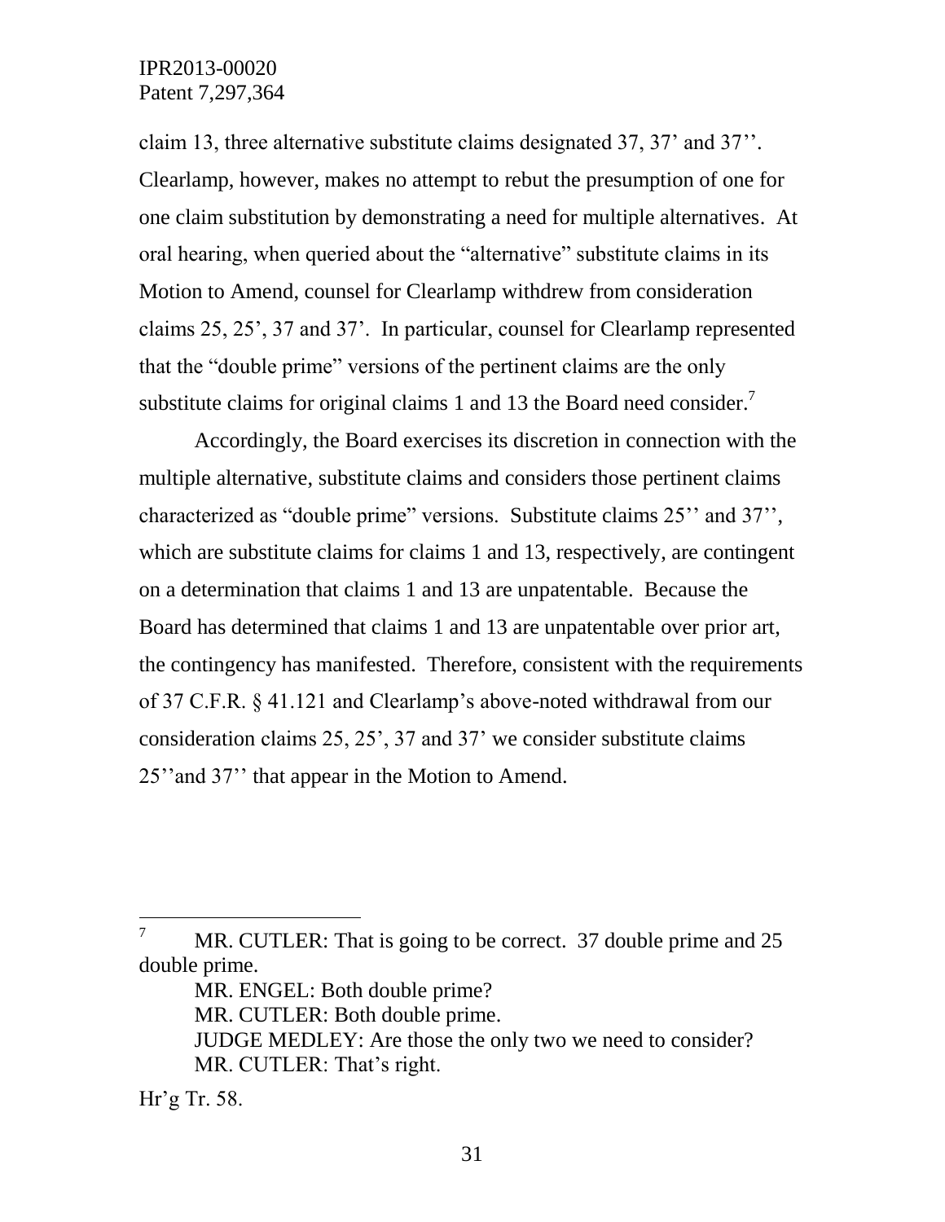claim 13, three alternative substitute claims designated 37, 37' and 37''. Clearlamp, however, makes no attempt to rebut the presumption of one for one claim substitution by demonstrating a need for multiple alternatives. At oral hearing, when queried about the "alternative" substitute claims in its Motion to Amend, counsel for Clearlamp withdrew from consideration claims 25, 25', 37 and 37'. In particular, counsel for Clearlamp represented that the "double prime" versions of the pertinent claims are the only substitute claims for original claims 1 and 13 the Board need consider.[7]

Accordingly, the Board exercises its discretion in connection with the multiple alternative, substitute claims and considers those pertinent claims characterized as "double prime" versions. Substitute claims 25'' and 37'', which are substitute claims for claims 1 and 13, respectively, are contingent on a determination that claims 1 and 13 are unpatentable. Because the Board has determined that claims 1 and 13 are unpatentable over prior art, the contingency has manifested. Therefore, consistent with the requirements of 37 C.F.R. § 41.121 and Clearlamp's above-noted withdrawal from our consideration claims 25, 25', 37 and 37' we consider substitute claims 25''and 37'' that appear in the Motion to Amend.

---

[7] MR. CUTLER: That is going to be correct. 37 double prime and 25 double prime.

MR. ENGEL: Both double prime?

MR. CUTLER: Both double prime.

JUDGE MEDLEY: Are those the only two we need to consider?

MR. CUTLER: That's right.

Hr'g Tr. 58.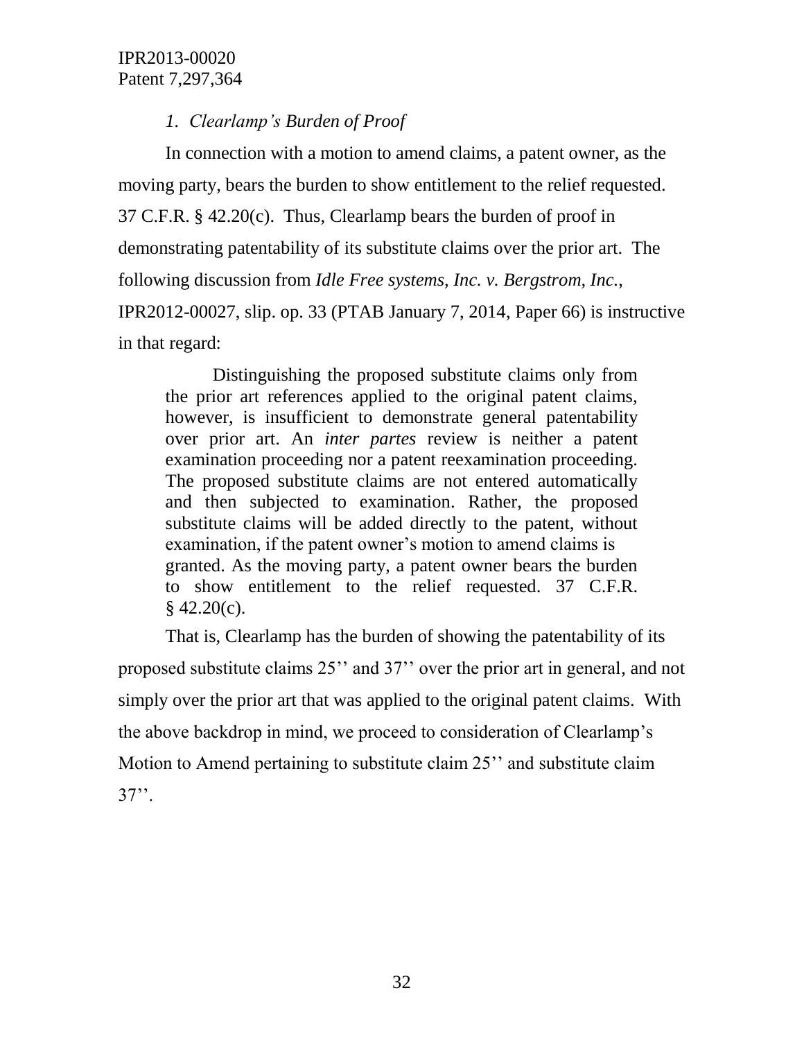### *1. Clearlamp's Burden of Proof*

In connection with a motion to amend claims, a patent owner, as the moving party, bears the burden to show entitlement to the relief requested. 37 C.F.R. § 42.20(c). Thus, Clearlamp bears the burden of proof in demonstrating patentability of its substitute claims over the prior art. The following discussion from *Idle Free systems, Inc. v. Bergstrom, Inc.*, IPR2012-00027, slip. op. 33 (PTAB January 7, 2014, Paper 66) is instructive in that regard:

> Distinguishing the proposed substitute claims only from the prior art references applied to the original patent claims, however, is insufficient to demonstrate general patentability over prior art. An *inter partes* review is neither a patent examination proceeding nor a patent reexamination proceeding. The proposed substitute claims are not entered automatically and then subjected to examination. Rather, the proposed substitute claims will be added directly to the patent, without examination, if the patent owner's motion to amend claims is granted. As the moving party, a patent owner bears the burden to show entitlement to the relief requested. 37 C.F.R. § 42.20(c).

That is, Clearlamp has the burden of showing the patentability of its proposed substitute claims 25'' and 37'' over the prior art in general, and not simply over the prior art that was applied to the original patent claims. With the above backdrop in mind, we proceed to consideration of Clearlamp's Motion to Amend pertaining to substitute claim 25'' and substitute claim 37''.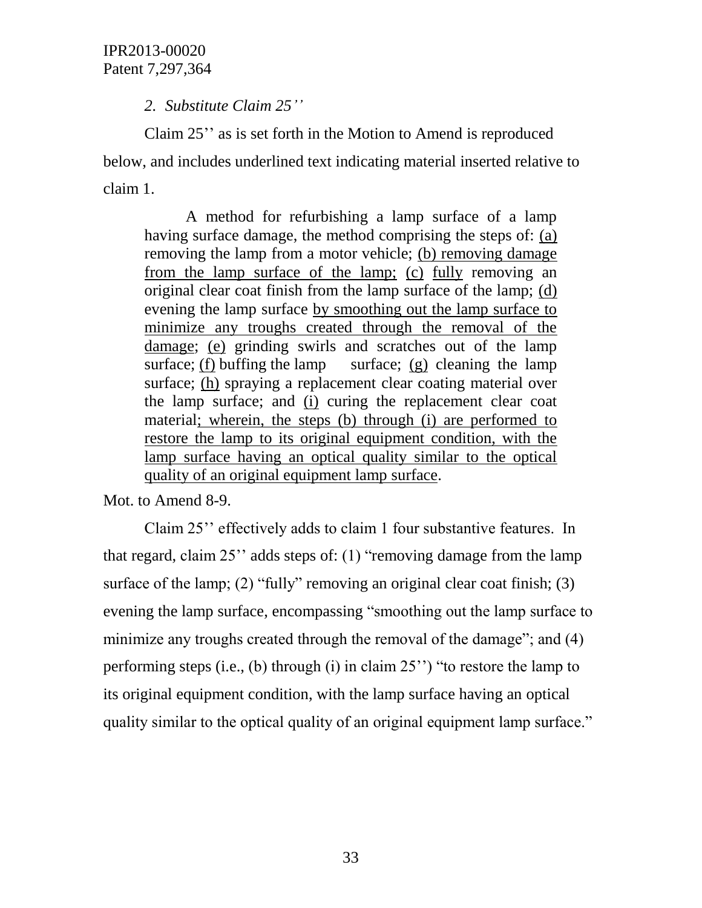*2. Substitute Claim 25''*

Claim 25'' as is set forth in the Motion to Amend is reproduced below, and includes underlined text indicating material inserted relative to claim 1.

> A method for refurbishing a lamp surface of a lamp having surface damage, the method comprising the steps of: <u>(a)</u> removing the lamp from a motor vehicle; <u>(b) removing damage from the lamp surface of the lamp;</u> <u>(c)</u> <u>fully</u> removing an original clear coat finish from the lamp surface of the lamp; <u>(d)</u> evening the lamp surface <u>by smoothing out the lamp surface to minimize any troughs created through the removal of the damage</u>; <u>(e)</u> grinding swirls and scratches out of the lamp surface; <u>(f)</u> buffing the lamp surface; <u>(g)</u> cleaning the lamp surface; <u>(h)</u> spraying a replacement clear coating material over the lamp surface; and <u>(i)</u> curing the replacement clear coat material<u>; wherein, the steps (b) through (i) are performed to restore the lamp to its original equipment condition, with the lamp surface having an optical quality similar to the optical quality of an original equipment lamp surface</u>.

Mot. to Amend 8-9.

Claim 25'' effectively adds to claim 1 four substantive features. In that regard, claim 25'' adds steps of: (1) "removing damage from the lamp surface of the lamp; (2) "fully" removing an original clear coat finish; (3) evening the lamp surface, encompassing "smoothing out the lamp surface to minimize any troughs created through the removal of the damage"; and (4) performing steps (i.e., (b) through (i) in claim 25'') "to restore the lamp to its original equipment condition, with the lamp surface having an optical quality similar to the optical quality of an original equipment lamp surface."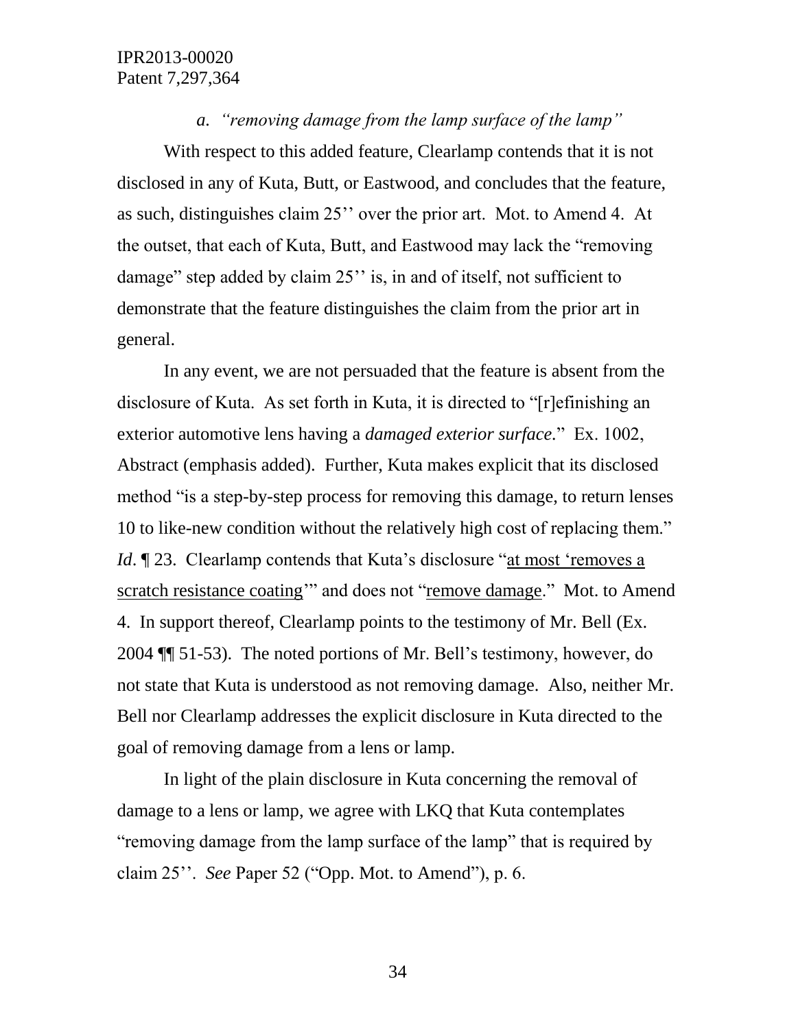*a. "removing damage from the lamp surface of the lamp"*

With respect to this added feature, Clearlamp contends that it is not disclosed in any of Kuta, Butt, or Eastwood, and concludes that the feature, as such, distinguishes claim 25'' over the prior art. Mot. to Amend 4. At the outset, that each of Kuta, Butt, and Eastwood may lack the "removing damage" step added by claim 25'' is, in and of itself, not sufficient to demonstrate that the feature distinguishes the claim from the prior art in general.

In any event, we are not persuaded that the feature is absent from the disclosure of Kuta. As set forth in Kuta, it is directed to "[r]efinishing an exterior automotive lens having a *damaged exterior surface.*" Ex. 1002, Abstract (emphasis added). Further, Kuta makes explicit that its disclosed method "is a step-by-step process for removing this damage, to return lenses 10 to like-new condition without the relatively high cost of replacing them." *Id*. ¶ 23. Clearlamp contends that Kuta's disclosure "<u>at most 'removes a scratch resistance coating</u>'" and does not "<u>remove damage</u>." Mot. to Amend 4. In support thereof, Clearlamp points to the testimony of Mr. Bell (Ex. 2004 ¶¶ 51-53). The noted portions of Mr. Bell's testimony, however, do not state that Kuta is understood as not removing damage. Also, neither Mr. Bell nor Clearlamp addresses the explicit disclosure in Kuta directed to the goal of removing damage from a lens or lamp.

In light of the plain disclosure in Kuta concerning the removal of damage to a lens or lamp, we agree with LKQ that Kuta contemplates "removing damage from the lamp surface of the lamp" that is required by claim 25''. *See* Paper 52 ("Opp. Mot. to Amend"), p. 6.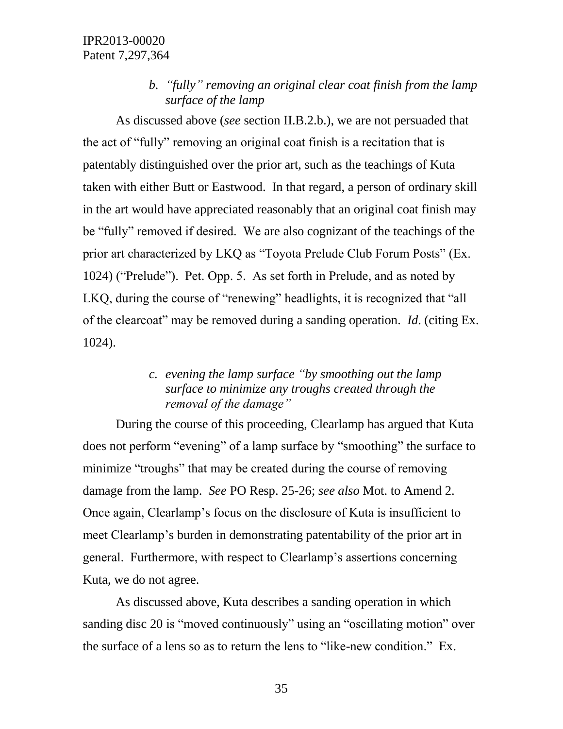*b. "fully" removing an original clear coat finish from the lamp surface of the lamp*

As discussed above (*see* section II.B.2.b.), we are not persuaded that the act of "fully" removing an original coat finish is a recitation that is patentably distinguished over the prior art, such as the teachings of Kuta taken with either Butt or Eastwood. In that regard, a person of ordinary skill in the art would have appreciated reasonably that an original coat finish may be "fully" removed if desired. We are also cognizant of the teachings of the prior art characterized by LKQ as "Toyota Prelude Club Forum Posts" (Ex. 1024) ("Prelude"). Pet. Opp. 5. As set forth in Prelude, and as noted by LKQ, during the course of "renewing" headlights, it is recognized that "all of the clearcoat" may be removed during a sanding operation. *Id*. (citing Ex. 1024).

*c. evening the lamp surface "by smoothing out the lamp surface to minimize any troughs created through the removal of the damage"*

During the course of this proceeding, Clearlamp has argued that Kuta does not perform "evening" of a lamp surface by "smoothing" the surface to minimize "troughs" that may be created during the course of removing damage from the lamp. *See* PO Resp. 25-26; *see also* Mot. to Amend 2. Once again, Clearlamp's focus on the disclosure of Kuta is insufficient to meet Clearlamp's burden in demonstrating patentability of the prior art in general. Furthermore, with respect to Clearlamp's assertions concerning Kuta, we do not agree.

As discussed above, Kuta describes a sanding operation in which sanding disc 20 is "moved continuously" using an "oscillating motion" over the surface of a lens so as to return the lens to "like-new condition." Ex.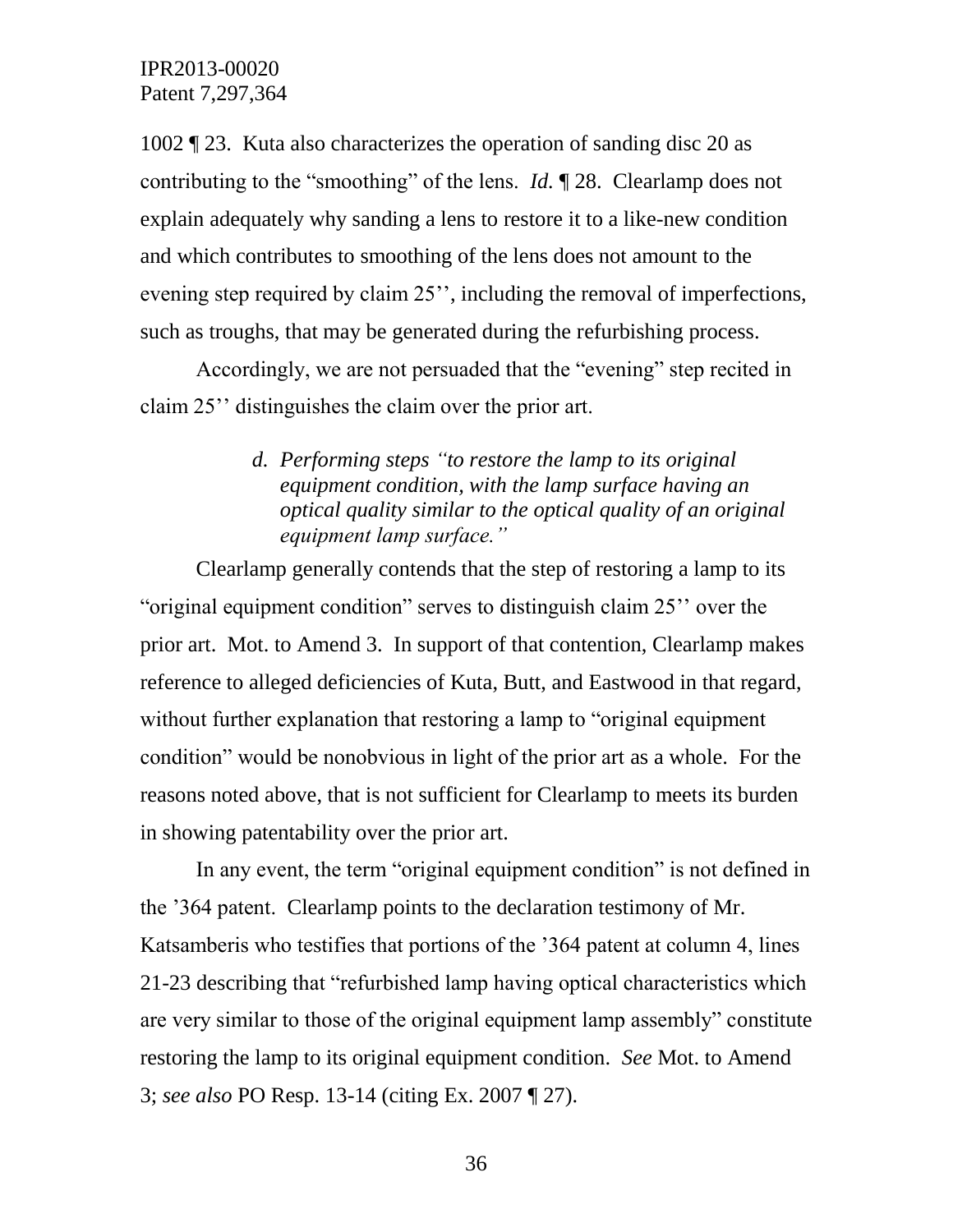1002 ¶ 23. Kuta also characterizes the operation of sanding disc 20 as contributing to the "smoothing" of the lens. *Id.* ¶ 28. Clearlamp does not explain adequately why sanding a lens to restore it to a like-new condition and which contributes to smoothing of the lens does not amount to the evening step required by claim 25'', including the removal of imperfections, such as troughs, that may be generated during the refurbishing process.

Accordingly, we are not persuaded that the "evening" step recited in claim 25'' distinguishes the claim over the prior art.

*d. Performing steps "to restore the lamp to its original equipment condition, with the lamp surface having an optical quality similar to the optical quality of an original equipment lamp surface."*

Clearlamp generally contends that the step of restoring a lamp to its "original equipment condition" serves to distinguish claim 25'' over the prior art. Mot. to Amend 3. In support of that contention, Clearlamp makes reference to alleged deficiencies of Kuta, Butt, and Eastwood in that regard, without further explanation that restoring a lamp to "original equipment condition" would be nonobvious in light of the prior art as a whole. For the reasons noted above, that is not sufficient for Clearlamp to meets its burden in showing patentability over the prior art.

In any event, the term "original equipment condition" is not defined in the '364 patent. Clearlamp points to the declaration testimony of Mr. Katsamberis who testifies that portions of the '364 patent at column 4, lines 21-23 describing that "refurbished lamp having optical characteristics which are very similar to those of the original equipment lamp assembly" constitute restoring the lamp to its original equipment condition. *See* Mot. to Amend 3; *see also* PO Resp. 13-14 (citing Ex. 2007 ¶ 27).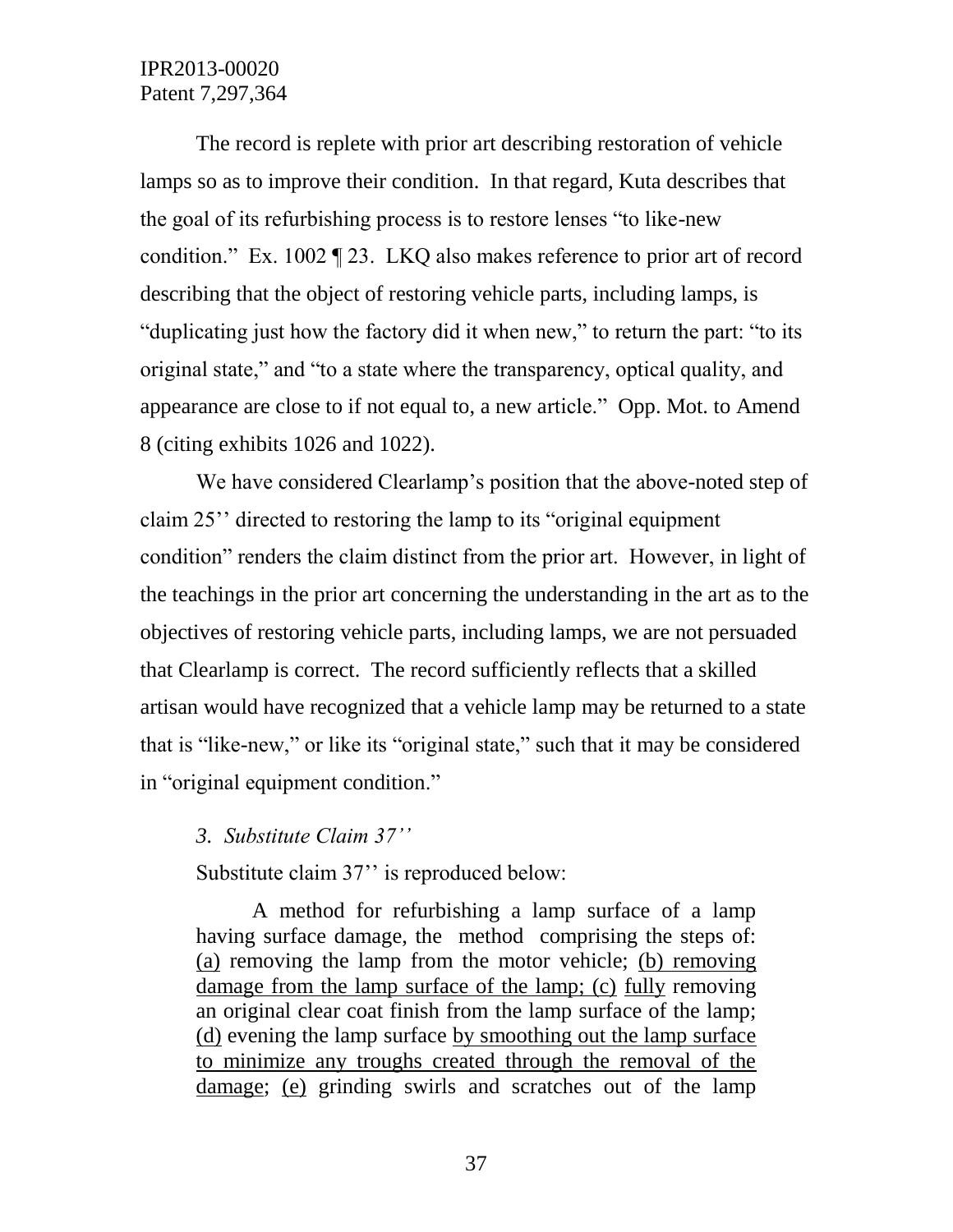The record is replete with prior art describing restoration of vehicle lamps so as to improve their condition. In that regard, Kuta describes that the goal of its refurbishing process is to restore lenses "to like-new condition." Ex. 1002 ¶ 23. LKQ also makes reference to prior art of record describing that the object of restoring vehicle parts, including lamps, is "duplicating just how the factory did it when new," to return the part: "to its original state," and "to a state where the transparency, optical quality, and appearance are close to if not equal to, a new article." Opp. Mot. to Amend 8 (citing exhibits 1026 and 1022).

We have considered Clearlamp's position that the above-noted step of claim 25'' directed to restoring the lamp to its "original equipment condition" renders the claim distinct from the prior art. However, in light of the teachings in the prior art concerning the understanding in the art as to the objectives of restoring vehicle parts, including lamps, we are not persuaded that Clearlamp is correct. The record sufficiently reflects that a skilled artisan would have recognized that a vehicle lamp may be returned to a state that is "like-new," or like its "original state," such that it may be considered in "original equipment condition."

### *3. Substitute Claim 37''*

Substitute claim 37'' is reproduced below:

> A method for refurbishing a lamp surface of a lamp having surface damage, the method comprising the steps of: <u>(a)</u> removing the lamp from the motor vehicle; <u>(b) removing damage from the lamp surface of the lamp; (c)</u> <u>fully</u> removing an original clear coat finish from the lamp surface of the lamp; <u>(d)</u> evening the lamp surface <u>by smoothing out the lamp surface to minimize any troughs created through the removal of the damage</u>; <u>(e)</u> grinding swirls and scratches out of the lamp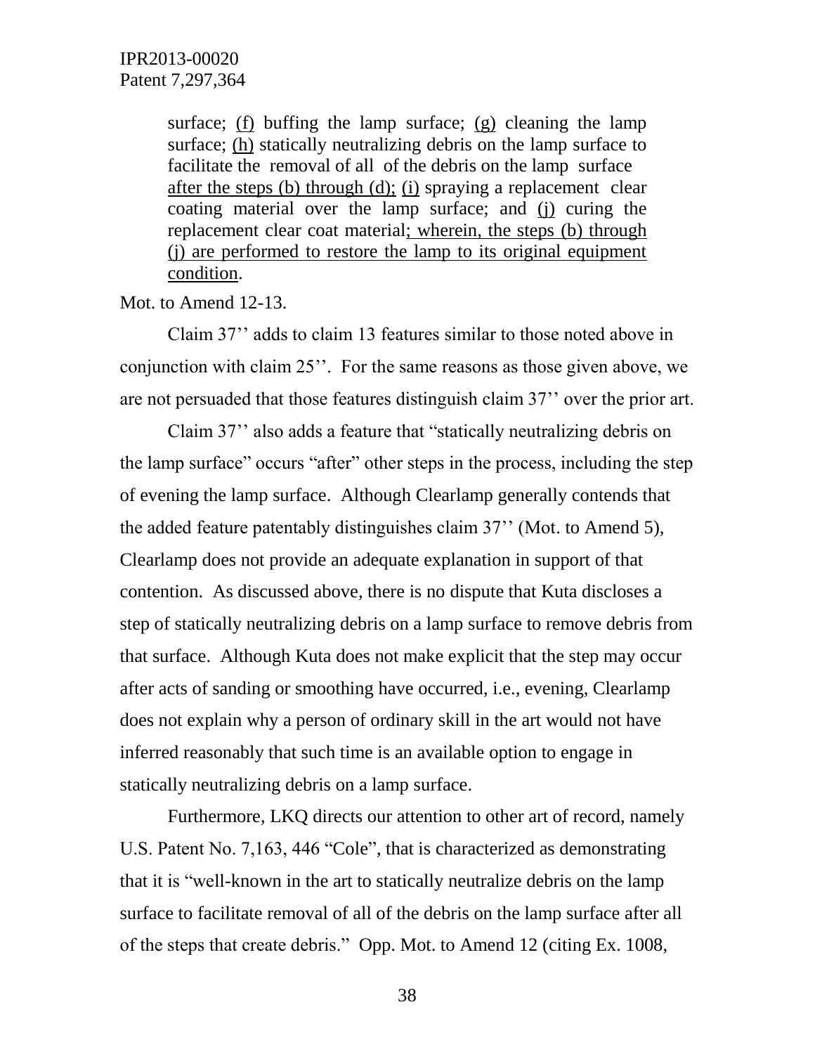> surface; <u>(f)</u> buffing the lamp surface; <u>(g)</u> cleaning the lamp surface; <u>(h)</u> statically neutralizing debris on the lamp surface to facilitate the removal of all of the debris on the lamp surface <u>after the steps (b) through (d);</u> <u>(i)</u> spraying a replacement clear coating material over the lamp surface; and <u>(j)</u> curing the replacement clear coat material<u>; wherein, the steps (b) through (j) are performed to restore the lamp to its original equipment condition</u>.

Mot. to Amend 12-13.

Claim 37'' adds to claim 13 features similar to those noted above in conjunction with claim 25''. For the same reasons as those given above, we are not persuaded that those features distinguish claim 37'' over the prior art.

Claim 37'' also adds a feature that "statically neutralizing debris on the lamp surface" occurs "after" other steps in the process, including the step of evening the lamp surface. Although Clearlamp generally contends that the added feature patentably distinguishes claim 37'' (Mot. to Amend 5), Clearlamp does not provide an adequate explanation in support of that contention. As discussed above, there is no dispute that Kuta discloses a step of statically neutralizing debris on a lamp surface to remove debris from that surface. Although Kuta does not make explicit that the step may occur after acts of sanding or smoothing have occurred, i.e., evening, Clearlamp does not explain why a person of ordinary skill in the art would not have inferred reasonably that such time is an available option to engage in statically neutralizing debris on a lamp surface.

Furthermore, LKQ directs our attention to other art of record, namely U.S. Patent No. 7,163, 446 "Cole", that is characterized as demonstrating that it is "well-known in the art to statically neutralize debris on the lamp surface to facilitate removal of all of the debris on the lamp surface after all of the steps that create debris." Opp. Mot. to Amend 12 (citing Ex. 1008,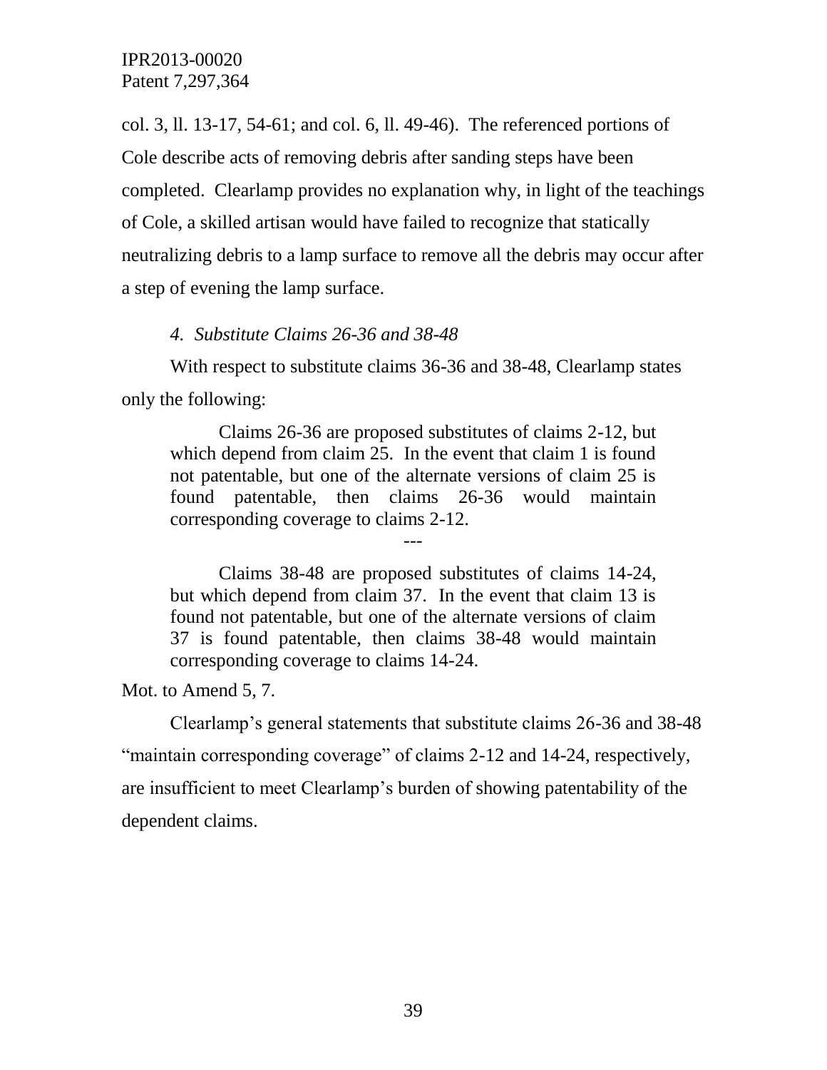col. 3, ll. 13-17, 54-61; and col. 6, ll. 49-46). The referenced portions of Cole describe acts of removing debris after sanding steps have been completed. Clearlamp provides no explanation why, in light of the teachings of Cole, a skilled artisan would have failed to recognize that statically neutralizing debris to a lamp surface to remove all the debris may occur after a step of evening the lamp surface.

*4. Substitute Claims 26-36 and 38-48*

With respect to substitute claims 36-36 and 38-48, Clearlamp states only the following:

> Claims 26-36 are proposed substitutes of claims 2-12, but which depend from claim 25. In the event that claim 1 is found not patentable, but one of the alternate versions of claim 25 is found patentable, then claims 26-36 would maintain corresponding coverage to claims 2-12.
>
> ---
>
> Claims 38-48 are proposed substitutes of claims 14-24, but which depend from claim 37. In the event that claim 13 is found not patentable, but one of the alternate versions of claim 37 is found patentable, then claims 38-48 would maintain corresponding coverage to claims 14-24.

Mot. to Amend 5, 7.

Clearlamp's general statements that substitute claims 26-36 and 38-48 "maintain corresponding coverage" of claims 2-12 and 14-24, respectively, are insufficient to meet Clearlamp's burden of showing patentability of the dependent claims.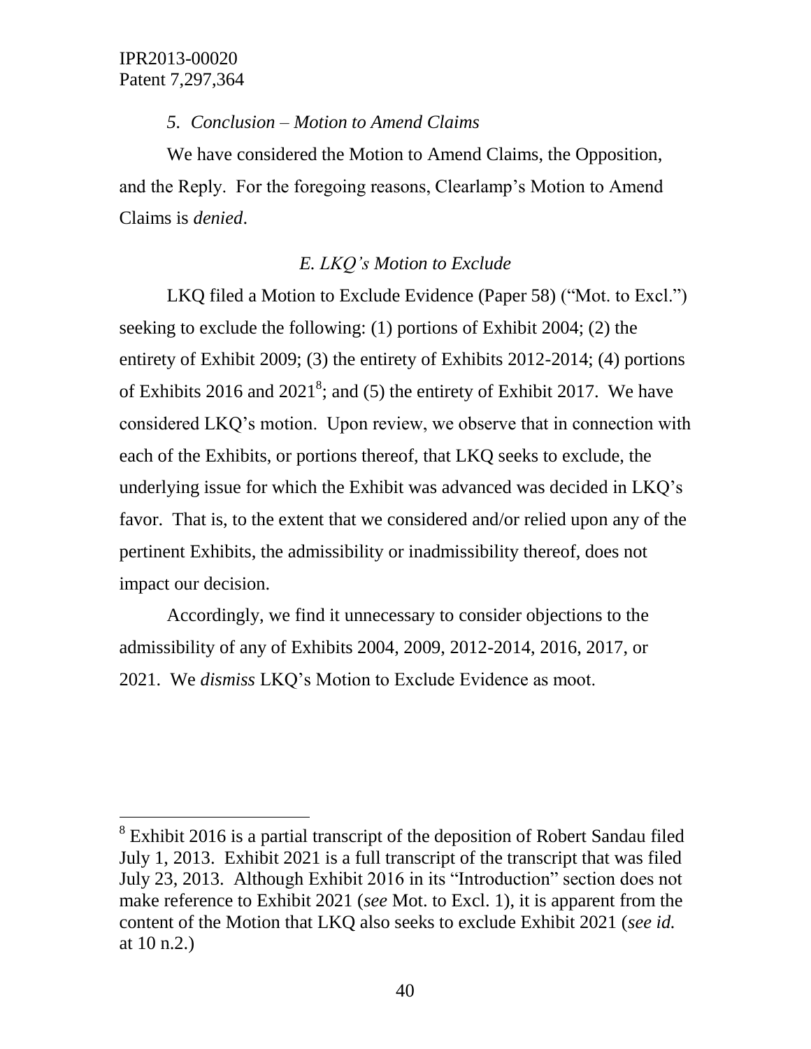*5. Conclusion – Motion to Amend Claims*

We have considered the Motion to Amend Claims, the Opposition, and the Reply. For the foregoing reasons, Clearlamp's Motion to Amend Claims is *denied*.

### *E. LKQ's Motion to Exclude*

LKQ filed a Motion to Exclude Evidence (Paper 58) ("Mot. to Excl.") seeking to exclude the following: (1) portions of Exhibit 2004; (2) the entirety of Exhibit 2009; (3) the entirety of Exhibits 2012-2014; (4) portions of Exhibits 2016 and 2021[8]; and (5) the entirety of Exhibit 2017. We have considered LKQ's motion. Upon review, we observe that in connection with each of the Exhibits, or portions thereof, that LKQ seeks to exclude, the underlying issue for which the Exhibit was advanced was decided in LKQ's favor. That is, to the extent that we considered and/or relied upon any of the pertinent Exhibits, the admissibility or inadmissibility thereof, does not impact our decision.

Accordingly, we find it unnecessary to consider objections to the admissibility of any of Exhibits 2004, 2009, 2012-2014, 2016, 2017, or 2021. We *dismiss* LKQ's Motion to Exclude Evidence as moot.

---

[8] Exhibit 2016 is a partial transcript of the deposition of Robert Sandau filed July 1, 2013. Exhibit 2021 is a full transcript of the transcript that was filed July 23, 2013. Although Exhibit 2016 in its "Introduction" section does not make reference to Exhibit 2021 (*see* Mot. to Excl. 1), it is apparent from the content of the Motion that LKQ also seeks to exclude Exhibit 2021 (*see id.* at 10 n.2.)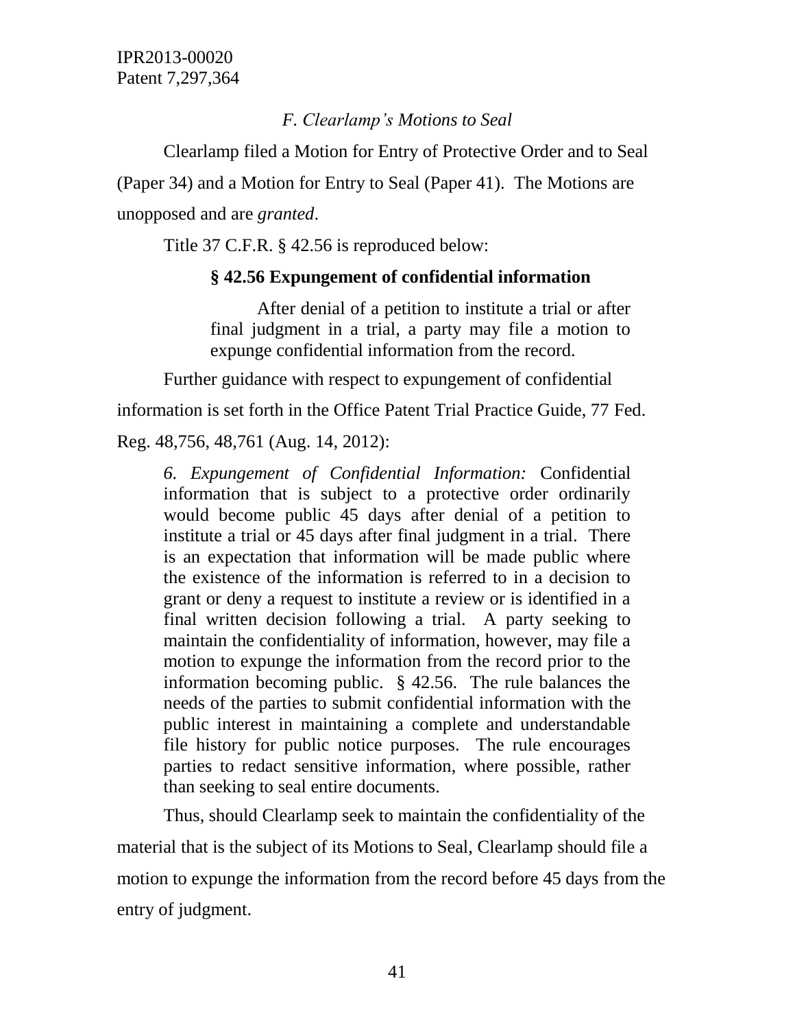### *F. Clearlamp's Motions to Seal*

Clearlamp filed a Motion for Entry of Protective Order and to Seal (Paper 34) and a Motion for Entry to Seal (Paper 41). The Motions are unopposed and are *granted*.

Title 37 C.F.R. § 42.56 is reproduced below:

> **§ 42.56 Expungement of confidential information**
>
> After denial of a petition to institute a trial or after final judgment in a trial, a party may file a motion to expunge confidential information from the record.

Further guidance with respect to expungement of confidential information is set forth in the Office Patent Trial Practice Guide, 77 Fed. Reg. 48,756, 48,761 (Aug. 14, 2012):

> *6. Expungement of Confidential Information:* Confidential information that is subject to a protective order ordinarily would become public 45 days after denial of a petition to institute a trial or 45 days after final judgment in a trial. There is an expectation that information will be made public where the existence of the information is referred to in a decision to grant or deny a request to institute a review or is identified in a final written decision following a trial. A party seeking to maintain the confidentiality of information, however, may file a motion to expunge the information from the record prior to the information becoming public. § 42.56. The rule balances the needs of the parties to submit confidential information with the public interest in maintaining a complete and understandable file history for public notice purposes. The rule encourages parties to redact sensitive information, where possible, rather than seeking to seal entire documents.

Thus, should Clearlamp seek to maintain the confidentiality of the material that is the subject of its Motions to Seal, Clearlamp should file a motion to expunge the information from the record before 45 days from the entry of judgment.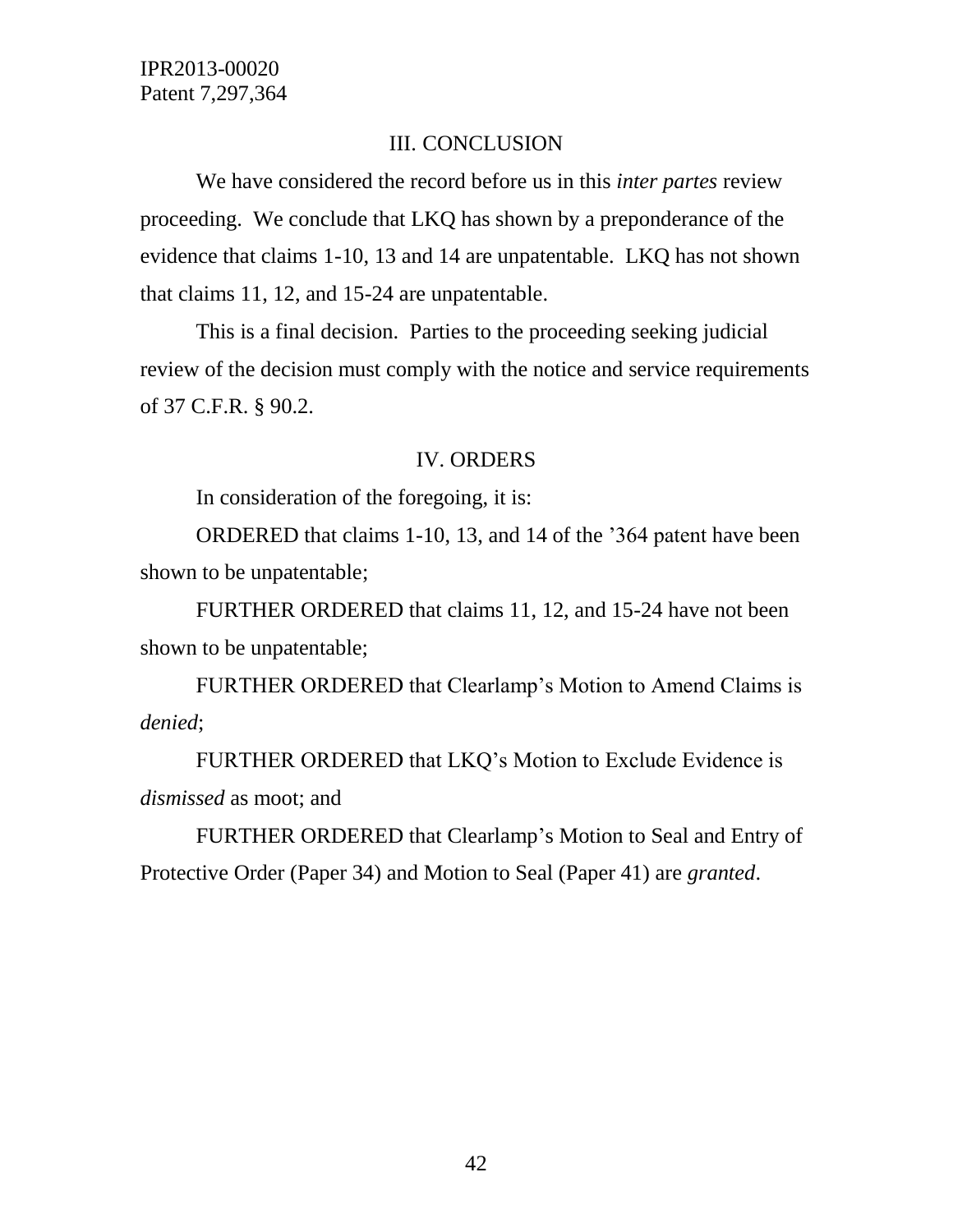## III. CONCLUSION

We have considered the record before us in this *inter partes* review proceeding. We conclude that LKQ has shown by a preponderance of the evidence that claims 1-10, 13 and 14 are unpatentable. LKQ has not shown that claims 11, 12, and 15-24 are unpatentable.

This is a final decision. Parties to the proceeding seeking judicial review of the decision must comply with the notice and service requirements of 37 C.F.R. § 90.2.

## IV. ORDERS

In consideration of the foregoing, it is:

ORDERED that claims 1-10, 13, and 14 of the '364 patent have been shown to be unpatentable;

FURTHER ORDERED that claims 11, 12, and 15-24 have not been shown to be unpatentable;

FURTHER ORDERED that Clearlamp's Motion to Amend Claims is *denied*;

FURTHER ORDERED that LKQ's Motion to Exclude Evidence is *dismissed* as moot; and

FURTHER ORDERED that Clearlamp's Motion to Seal and Entry of Protective Order (Paper 34) and Motion to Seal (Paper 41) are *granted*.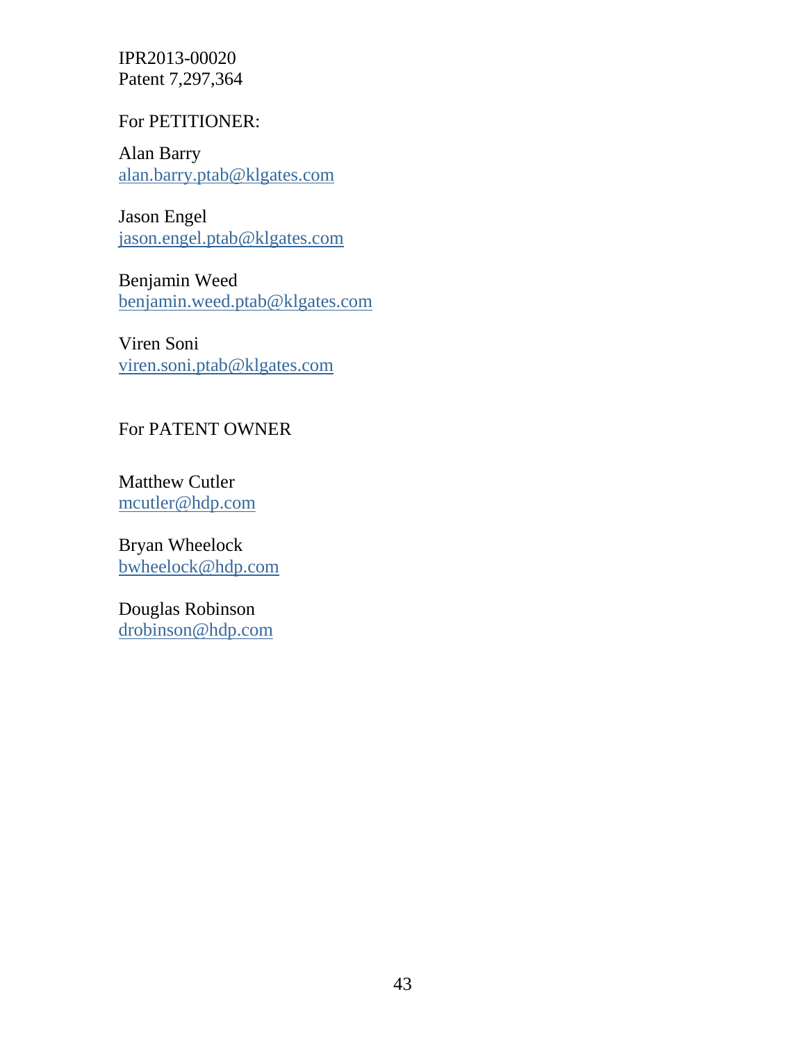IPR2013-00020
Patent 7,297,364

For PETITIONER:

Alan Barry
alan.barry.ptab@klgates.com

Jason Engel
jason.engel.ptab@klgates.com

Benjamin Weed
benjamin.weed.ptab@klgates.com

Viren Soni
viren.soni.ptab@klgates.com

For PATENT OWNER

Matthew Cutler
mcutler@hdp.com

Bryan Wheelock
bwheelock@hdp.com

Douglas Robinson
drobinson@hdp.com